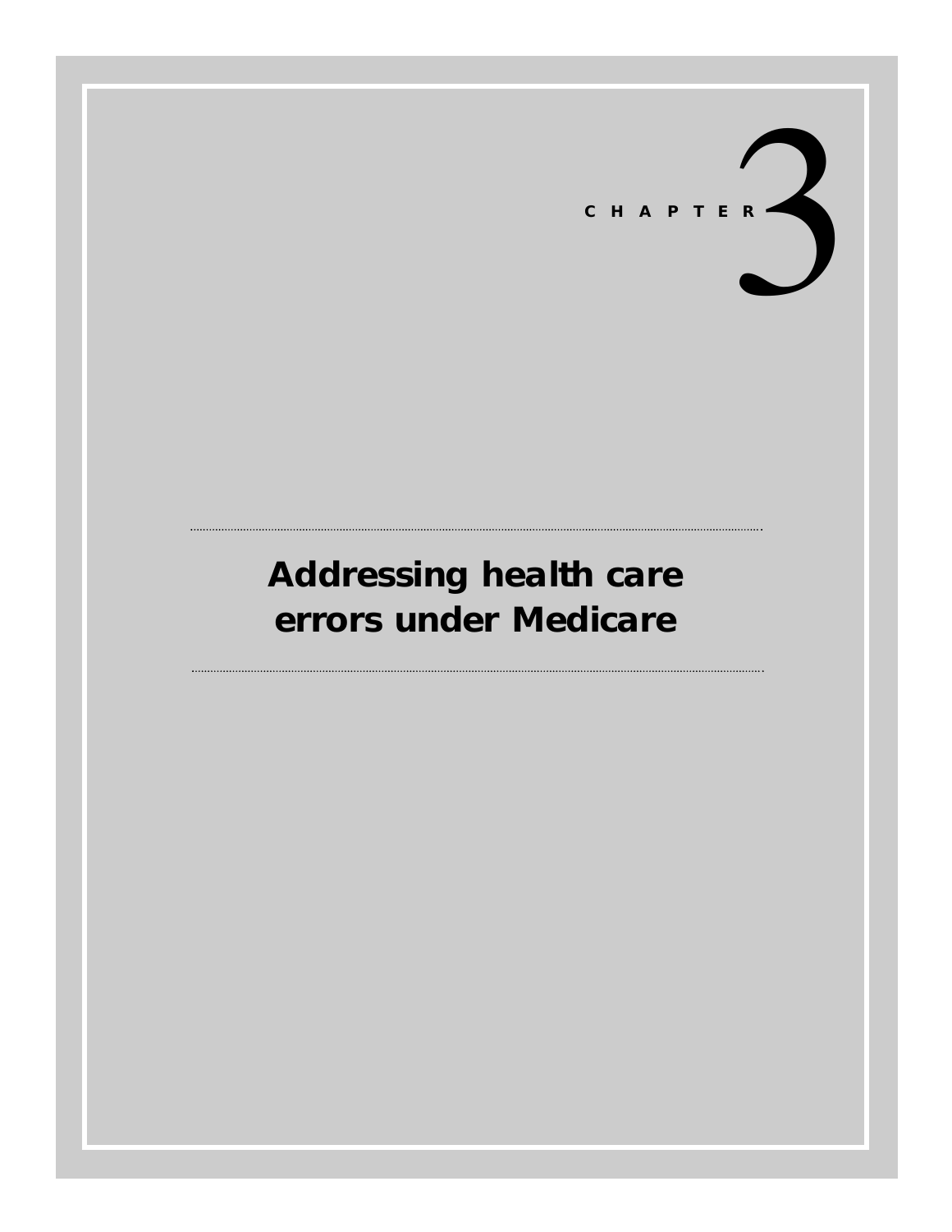# CHAPTER 3

## Addressing health care errors under Medicare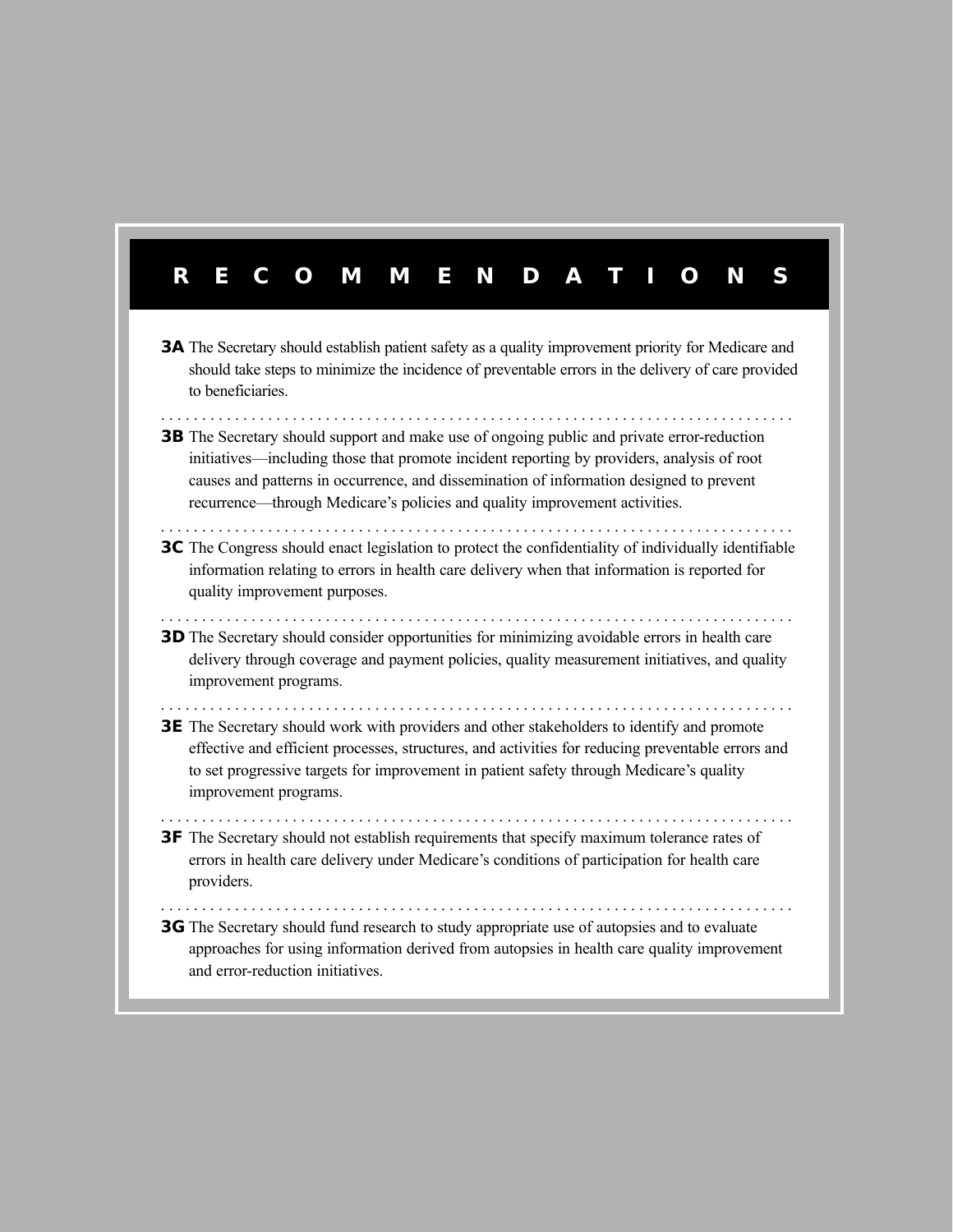# RECOMMENDATIONS

**3A** The Secretary should establish patient safety as a quality improvement priority for Medicare and should take steps to minimize the incidence of preventable errors in the delivery of care provided to beneficiaries.

**3B** The Secretary should support and make use of ongoing public and private error-reduction initiatives—including those that promote incident reporting by providers, analysis of root causes and patterns in occurrence, and dissemination of information designed to prevent recurrence—through Medicare's policies and quality improvement activities.

**3C** The Congress should enact legislation to protect the confidentiality of individually identifiable information relating to errors in health care delivery when that information is reported for quality improvement purposes.

**3D** The Secretary should consider opportunities for minimizing avoidable errors in health care delivery through coverage and payment policies, quality measurement initiatives, and quality improvement programs.

**3E** The Secretary should work with providers and other stakeholders to identify and promote effective and efficient processes, structures, and activities for reducing preventable errors and to set progressive targets for improvement in patient safety through Medicare's quality improvement programs.

**3F** The Secretary should not establish requirements that specify maximum tolerance rates of errors in health care delivery under Medicare's conditions of participation for health care providers.

**3G** The Secretary should fund research to study appropriate use of autopsies and to evaluate approaches for using information derived from autopsies in health care quality improvement and error-reduction initiatives.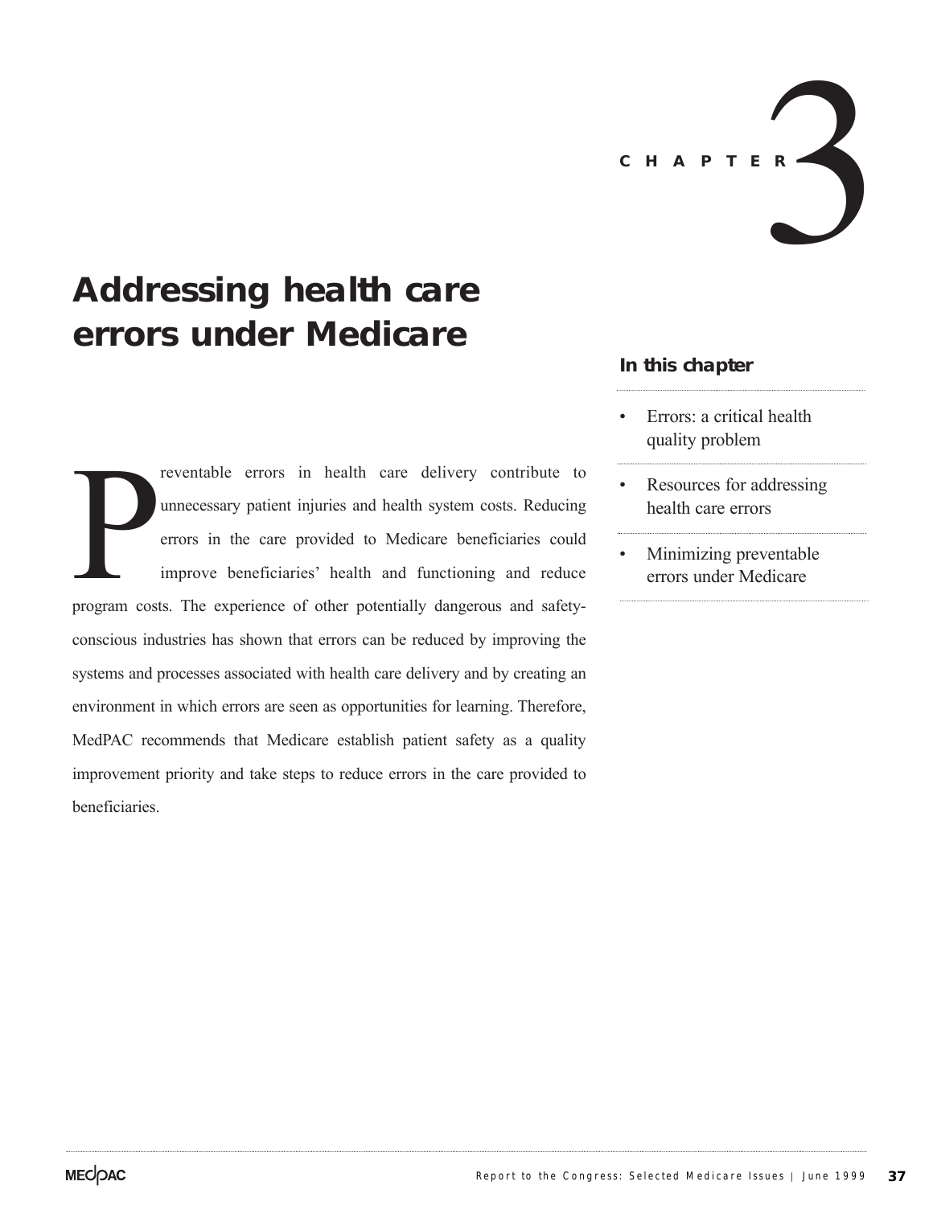CHAPTER 3

# Addressing health care errors under Medicare

**In this chapter**

- Errors: a critical health quality problem
- Resources for addressing health care errors
- Minimizing preventable errors under Medicare

Preventable errors in health care delivery contribute to unnecessary patient injuries and health system costs. Reducing errors in the care provided to Medicare beneficiaries could improve beneficiaries' health and functioning and reduce program costs. The experience of other potentially dangerous and safety-conscious industries has shown that errors can be reduced by improving the systems and processes associated with health care delivery and by creating an environment in which errors are seen as opportunities for learning. Therefore, MedPAC recommends that Medicare establish patient safety as a quality improvement priority and take steps to reduce errors in the care provided to beneficiaries.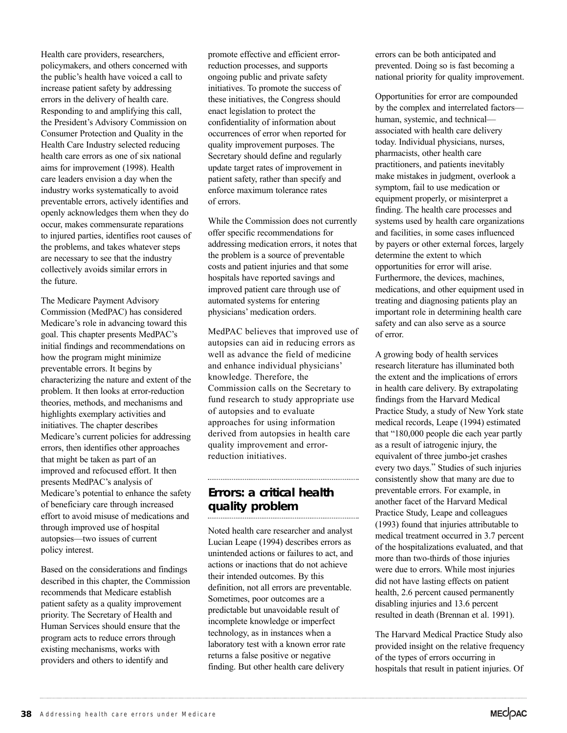Health care providers, researchers, policymakers, and others concerned with the public's health have voiced a call to increase patient safety by addressing errors in the delivery of health care. Responding to and amplifying this call, the President's Advisory Commission on Consumer Protection and Quality in the Health Care Industry selected reducing health care errors as one of six national aims for improvement (1998). Health care leaders envision a day when the industry works systematically to avoid preventable errors, actively identifies and openly acknowledges them when they do occur, makes commensurate reparations to injured parties, identifies root causes of the problems, and takes whatever steps are necessary to see that the industry collectively avoids similar errors in the future.

The Medicare Payment Advisory Commission (MedPAC) has considered Medicare's role in advancing toward this goal. This chapter presents MedPAC's initial findings and recommendations on how the program might minimize preventable errors. It begins by characterizing the nature and extent of the problem. It then looks at error-reduction theories, methods, and mechanisms and highlights exemplary activities and initiatives. The chapter describes Medicare's current policies for addressing errors, then identifies other approaches that might be taken as part of an improved and refocused effort. It then presents MedPAC's analysis of Medicare's potential to enhance the safety of beneficiary care through increased effort to avoid misuse of medications and through improved use of hospital autopsies—two issues of current policy interest.

Based on the considerations and findings described in this chapter, the Commission recommends that Medicare establish patient safety as a quality improvement priority. The Secretary of Health and Human Services should ensure that the program acts to reduce errors through existing mechanisms, works with providers and others to identify and promote effective and efficient error-reduction processes, and supports ongoing public and private safety initiatives. To promote the success of these initiatives, the Congress should enact legislation to protect the confidentiality of information about occurrences of error when reported for quality improvement purposes. The Secretary should define and regularly update target rates of improvement in patient safety, rather than specify and enforce maximum tolerance rates of errors.

While the Commission does not currently offer specific recommendations for addressing medication errors, it notes that the problem is a source of preventable costs and patient injuries and that some hospitals have reported savings and improved patient care through use of automated systems for entering physicians' medication orders.

MedPAC believes that improved use of autopsies can aid in reducing errors as well as advance the field of medicine and enhance individual physicians' knowledge. Therefore, the Commission calls on the Secretary to fund research to study appropriate use of autopsies and to evaluate approaches for using information derived from autopsies in health care quality improvement and error-reduction initiatives.

## Errors: a critical health quality problem

Noted health care researcher and analyst Lucian Leape (1994) describes errors as unintended actions or failures to act, and actions or inactions that do not achieve their intended outcomes. By this definition, not all errors are preventable. Sometimes, poor outcomes are a predictable but unavoidable result of incomplete knowledge or imperfect technology, as in instances when a laboratory test with a known error rate returns a false positive or negative finding. But other health care delivery errors can be both anticipated and prevented. Doing so is fast becoming a national priority for quality improvement.

Opportunities for error are compounded by the complex and interrelated factors—human, systemic, and technical—associated with health care delivery today. Individual physicians, nurses, pharmacists, other health care practitioners, and patients inevitably make mistakes in judgment, overlook a symptom, fail to use medication or equipment properly, or misinterpret a finding. The health care processes and systems used by health care organizations and facilities, in some cases influenced by payers or other external forces, largely determine the extent to which opportunities for error will arise. Furthermore, the devices, machines, medications, and other equipment used in treating and diagnosing patients play an important role in determining health care safety and can also serve as a source of error.

A growing body of health services research literature has illuminated both the extent and the implications of errors in health care delivery. By extrapolating findings from the Harvard Medical Practice Study, a study of New York state medical records, Leape (1994) estimated that "180,000 people die each year partly as a result of iatrogenic injury, the equivalent of three jumbo-jet crashes every two days." Studies of such injuries consistently show that many are due to preventable errors. For example, in another facet of the Harvard Medical Practice Study, Leape and colleagues (1993) found that injuries attributable to medical treatment occurred in 3.7 percent of the hospitalizations evaluated, and that more than two-thirds of those injuries were due to errors. While most injuries did not have lasting effects on patient health, 2.6 percent caused permanently disabling injuries and 13.6 percent resulted in death (Brennan et al. 1991).

The Harvard Medical Practice Study also provided insight on the relative frequency of the types of errors occurring in hospitals that result in patient injuries. Of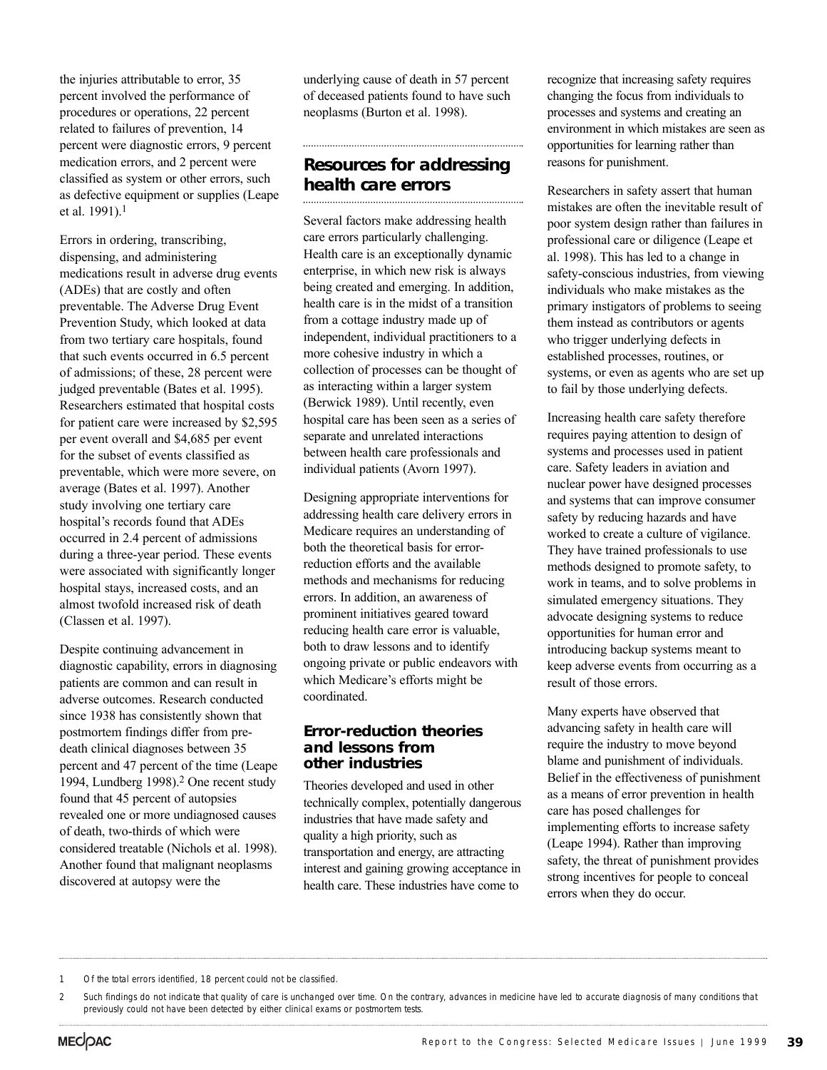the injuries attributable to error, 35 percent involved the performance of procedures or operations, 22 percent related to failures of prevention, 14 percent were diagnostic errors, 9 percent medication errors, and 2 percent were classified as system or other errors, such as defective equipment or supplies (Leape et al. 1991).[1]

Errors in ordering, transcribing, dispensing, and administering medications result in adverse drug events (ADEs) that are costly and often preventable. The Adverse Drug Event Prevention Study, which looked at data from two tertiary care hospitals, found that such events occurred in 6.5 percent of admissions; of these, 28 percent were judged preventable (Bates et al. 1995). Researchers estimated that hospital costs for patient care were increased by $2,595 per event overall and $4,685 per event for the subset of events classified as preventable, which were more severe, on average (Bates et al. 1997). Another study involving one tertiary care hospital's records found that ADEs occurred in 2.4 percent of admissions during a three-year period. These events were associated with significantly longer hospital stays, increased costs, and an almost twofold increased risk of death (Classen et al. 1997).

Despite continuing advancement in diagnostic capability, errors in diagnosing patients are common and can result in adverse outcomes. Research conducted since 1938 has consistently shown that postmortem findings differ from pre-death clinical diagnoses between 35 percent and 47 percent of the time (Leape 1994, Lundberg 1998).[2] One recent study found that 45 percent of autopsies revealed one or more undiagnosed causes of death, two-thirds of which were considered treatable (Nichols et al. 1998). Another found that malignant neoplasms discovered at autopsy were the underlying cause of death in 57 percent of deceased patients found to have such neoplasms (Burton et al. 1998).

## Resources for addressing health care errors

Several factors make addressing health care errors particularly challenging. Health care is an exceptionally dynamic enterprise, in which new risk is always being created and emerging. In addition, health care is in the midst of a transition from a cottage industry made up of independent, individual practitioners to a more cohesive industry in which a collection of processes can be thought of as interacting within a larger system (Berwick 1989). Until recently, even hospital care has been seen as a series of separate and unrelated interactions between health care professionals and individual patients (Avorn 1997).

Designing appropriate interventions for addressing health care delivery errors in Medicare requires an understanding of both the theoretical basis for error-reduction efforts and the available methods and mechanisms for reducing errors. In addition, an awareness of prominent initiatives geared toward reducing health care error is valuable, both to draw lessons and to identify ongoing private or public endeavors with which Medicare's efforts might be coordinated.

### Error-reduction theories and lessons from other industries

Theories developed and used in other technically complex, potentially dangerous industries that have made safety and quality a high priority, such as transportation and energy, are attracting interest and gaining growing acceptance in health care. These industries have come to recognize that increasing safety requires changing the focus from individuals to processes and systems and creating an environment in which mistakes are seen as opportunities for learning rather than reasons for punishment.

Researchers in safety assert that human mistakes are often the inevitable result of poor system design rather than failures in professional care or diligence (Leape et al. 1998). This has led to a change in safety-conscious industries, from viewing individuals who make mistakes as the primary instigators of problems to seeing them instead as contributors or agents who trigger underlying defects in established processes, routines, or systems, or even as agents who are set up to fail by those underlying defects.

Increasing health care safety therefore requires paying attention to design of systems and processes used in patient care. Safety leaders in aviation and nuclear power have designed processes and systems that can improve consumer safety by reducing hazards and have worked to create a culture of vigilance. They have trained professionals to use methods designed to promote safety, to work in teams, and to solve problems in simulated emergency situations. They advocate designing systems to reduce opportunities for human error and introducing backup systems meant to keep adverse events from occurring as a result of those errors.

Many experts have observed that advancing safety in health care will require the industry to move beyond blame and punishment of individuals. Belief in the effectiveness of punishment as a means of error prevention in health care has posed challenges for implementing efforts to increase safety (Leape 1994). Rather than improving safety, the threat of punishment provides strong incentives for people to conceal errors when they do occur.

---

1 Of the total errors identified, 18 percent could not be classified.

2 Such findings do not indicate that quality of care is unchanged over time. On the contrary, advances in medicine have led to accurate diagnosis of many conditions that previously could not have been detected by either clinical exams or postmortem tests.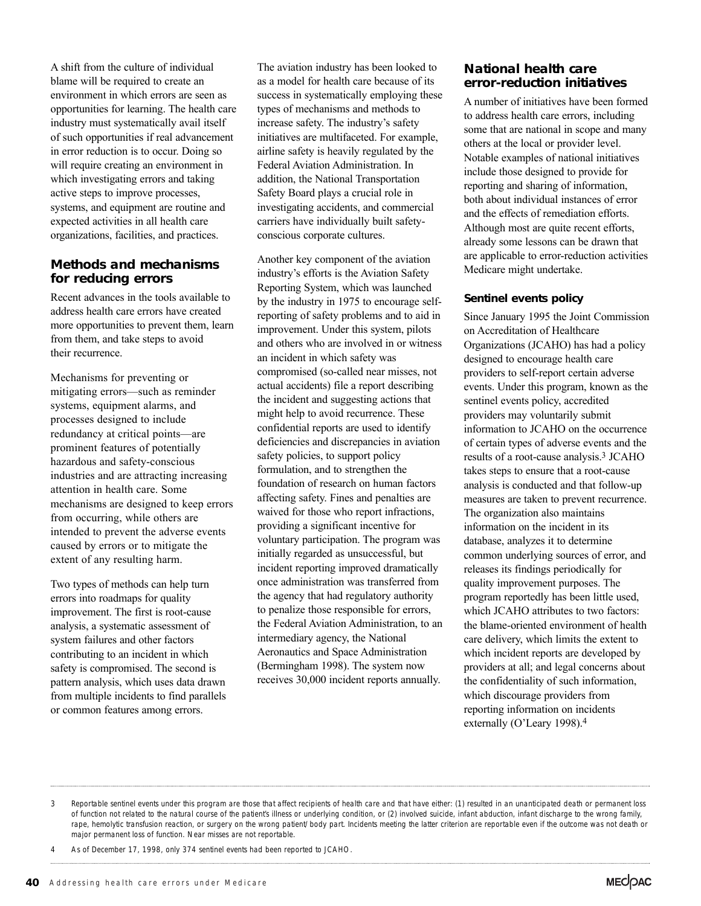A shift from the culture of individual blame will be required to create an environment in which errors are seen as opportunities for learning. The health care industry must systematically avail itself of such opportunities if real advancement in error reduction is to occur. Doing so will require creating an environment in which investigating errors and taking active steps to improve processes, systems, and equipment are routine and expected activities in all health care organizations, facilities, and practices.

## Methods and mechanisms for reducing errors

Recent advances in the tools available to address health care errors have created more opportunities to prevent them, learn from them, and take steps to avoid their recurrence.

Mechanisms for preventing or mitigating errors—such as reminder systems, equipment alarms, and processes designed to include redundancy at critical points—are prominent features of potentially hazardous and safety-conscious industries and are attracting increasing attention in health care. Some mechanisms are designed to keep errors from occurring, while others are intended to prevent the adverse events caused by errors or to mitigate the extent of any resulting harm.

Two types of methods can help turn errors into roadmaps for quality improvement. The first is root-cause analysis, a systematic assessment of system failures and other factors contributing to an incident in which safety is compromised. The second is pattern analysis, which uses data drawn from multiple incidents to find parallels or common features among errors.

The aviation industry has been looked to as a model for health care because of its success in systematically employing these types of mechanisms and methods to increase safety. The industry's safety initiatives are multifaceted. For example, airline safety is heavily regulated by the Federal Aviation Administration. In addition, the National Transportation Safety Board plays a crucial role in investigating accidents, and commercial carriers have individually built safety-conscious corporate cultures.

Another key component of the aviation industry's efforts is the Aviation Safety Reporting System, which was launched by the industry in 1975 to encourage self-reporting of safety problems and to aid in improvement. Under this system, pilots and others who are involved in or witness an incident in which safety was compromised (so-called near misses, not actual accidents) file a report describing the incident and suggesting actions that might help to avoid recurrence. These confidential reports are used to identify deficiencies and discrepancies in aviation safety policies, to support policy formulation, and to strengthen the foundation of research on human factors affecting safety. Fines and penalties are waived for those who report infractions, providing a significant incentive for voluntary participation. The program was initially regarded as unsuccessful, but incident reporting improved dramatically once administration was transferred from the agency that had regulatory authority to penalize those responsible for errors, the Federal Aviation Administration, to an intermediary agency, the National Aeronautics and Space Administration (Bermingham 1998). The system now receives 30,000 incident reports annually.

## National health care error-reduction initiatives

A number of initiatives have been formed to address health care errors, including some that are national in scope and many others at the local or provider level. Notable examples of national initiatives include those designed to provide for reporting and sharing of information, both about individual instances of error and the effects of remediation efforts. Although most are quite recent efforts, already some lessons can be drawn that are applicable to error-reduction activities Medicare might undertake.

### Sentinel events policy

Since January 1995 the Joint Commission on Accreditation of Healthcare Organizations (JCAHO) has had a policy designed to encourage health care providers to self-report certain adverse events. Under this program, known as the sentinel events policy, accredited providers may voluntarily submit information to JCAHO on the occurrence of certain types of adverse events and the results of a root-cause analysis.[3] JCAHO takes steps to ensure that a root-cause analysis is conducted and that follow-up measures are taken to prevent recurrence. The organization also maintains information on the incident in its database, analyzes it to determine common underlying sources of error, and releases its findings periodically for quality improvement purposes. The program reportedly has been little used, which JCAHO attributes to two factors: the blame-oriented environment of health care delivery, which limits the extent to which incident reports are developed by providers at all; and legal concerns about the confidentiality of such information, which discourage providers from reporting information on incidents externally (O'Leary 1998).[4]

---

3 Reportable sentinel events under this program are those that affect recipients of health care and that have either: (1) resulted in an unanticipated death or permanent loss of function not related to the natural course of the patient's illness or underlying condition, or (2) involved suicide, infant abduction, infant discharge to the wrong family, rape, hemolytic transfusion reaction, or surgery on the wrong patient/body part. Incidents meeting the latter criterion are reportable even if the outcome was not death or major permanent loss of function. Near misses are not reportable.

4 As of December 17, 1998, only 374 sentinel events had been reported to JCAHO.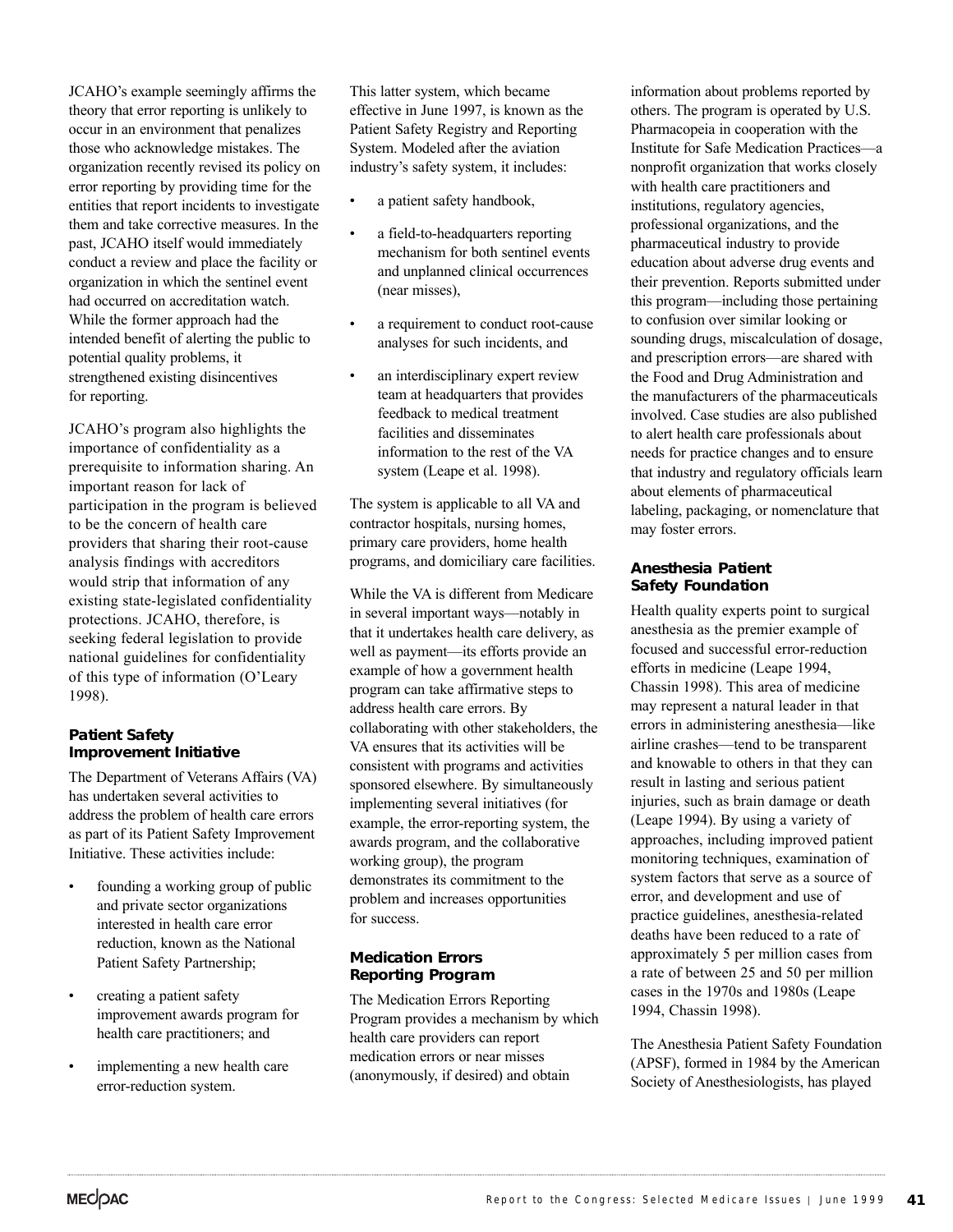JCAHO's example seemingly affirms the theory that error reporting is unlikely to occur in an environment that penalizes those who acknowledge mistakes. The organization recently revised its policy on error reporting by providing time for the entities that report incidents to investigate them and take corrective measures. In the past, JCAHO itself would immediately conduct a review and place the facility or organization in which the sentinel event had occurred on accreditation watch. While the former approach had the intended benefit of alerting the public to potential quality problems, it strengthened existing disincentives for reporting.

JCAHO's program also highlights the importance of confidentiality as a prerequisite to information sharing. An important reason for lack of participation in the program is believed to be the concern of health care providers that sharing their root-cause analysis findings with accreditors would strip that information of any existing state-legislated confidentiality protections. JCAHO, therefore, is seeking federal legislation to provide national guidelines for confidentiality of this type of information (O'Leary 1998).

### Patient Safety Improvement Initiative

The Department of Veterans Affairs (VA) has undertaken several activities to address the problem of health care errors as part of its Patient Safety Improvement Initiative. These activities include:

- founding a working group of public and private sector organizations interested in health care error reduction, known as the National Patient Safety Partnership;
- creating a patient safety improvement awards program for health care practitioners; and
- implementing a new health care error-reduction system.

This latter system, which became effective in June 1997, is known as the Patient Safety Registry and Reporting System. Modeled after the aviation industry's safety system, it includes:

- a patient safety handbook,
- a field-to-headquarters reporting mechanism for both sentinel events and unplanned clinical occurrences (near misses),
- a requirement to conduct root-cause analyses for such incidents, and
- an interdisciplinary expert review team at headquarters that provides feedback to medical treatment facilities and disseminates information to the rest of the VA system (Leape et al. 1998).

The system is applicable to all VA and contractor hospitals, nursing homes, primary care providers, home health programs, and domiciliary care facilities.

While the VA is different from Medicare in several important ways—notably in that it undertakes health care delivery, as well as payment—its efforts provide an example of how a government health program can take affirmative steps to address health care errors. By collaborating with other stakeholders, the VA ensures that its activities will be consistent with programs and activities sponsored elsewhere. By simultaneously implementing several initiatives (for example, the error-reporting system, the awards program, and the collaborative working group), the program demonstrates its commitment to the problem and increases opportunities for success.

### Medication Errors Reporting Program

The Medication Errors Reporting Program provides a mechanism by which health care providers can report medication errors or near misses (anonymously, if desired) and obtain information about problems reported by others. The program is operated by U.S. Pharmacopeia in cooperation with the Institute for Safe Medication Practices—a nonprofit organization that works closely with health care practitioners and institutions, regulatory agencies, professional organizations, and the pharmaceutical industry to provide education about adverse drug events and their prevention. Reports submitted under this program—including those pertaining to confusion over similar looking or sounding drugs, miscalculation of dosage, and prescription errors—are shared with the Food and Drug Administration and the manufacturers of the pharmaceuticals involved. Case studies are also published to alert health care professionals about needs for practice changes and to ensure that industry and regulatory officials learn about elements of pharmaceutical labeling, packaging, or nomenclature that may foster errors.

### Anesthesia Patient Safety Foundation

Health quality experts point to surgical anesthesia as the premier example of focused and successful error-reduction efforts in medicine (Leape 1994, Chassin 1998). This area of medicine may represent a natural leader in that errors in administering anesthesia—like airline crashes—tend to be transparent and knowable to others in that they can result in lasting and serious patient injuries, such as brain damage or death (Leape 1994). By using a variety of approaches, including improved patient monitoring techniques, examination of system factors that serve as a source of error, and development and use of practice guidelines, anesthesia-related deaths have been reduced to a rate of approximately 5 per million cases from a rate of between 25 and 50 per million cases in the 1970s and 1980s (Leape 1994, Chassin 1998).

The Anesthesia Patient Safety Foundation (APSF), formed in 1984 by the American Society of Anesthesiologists, has played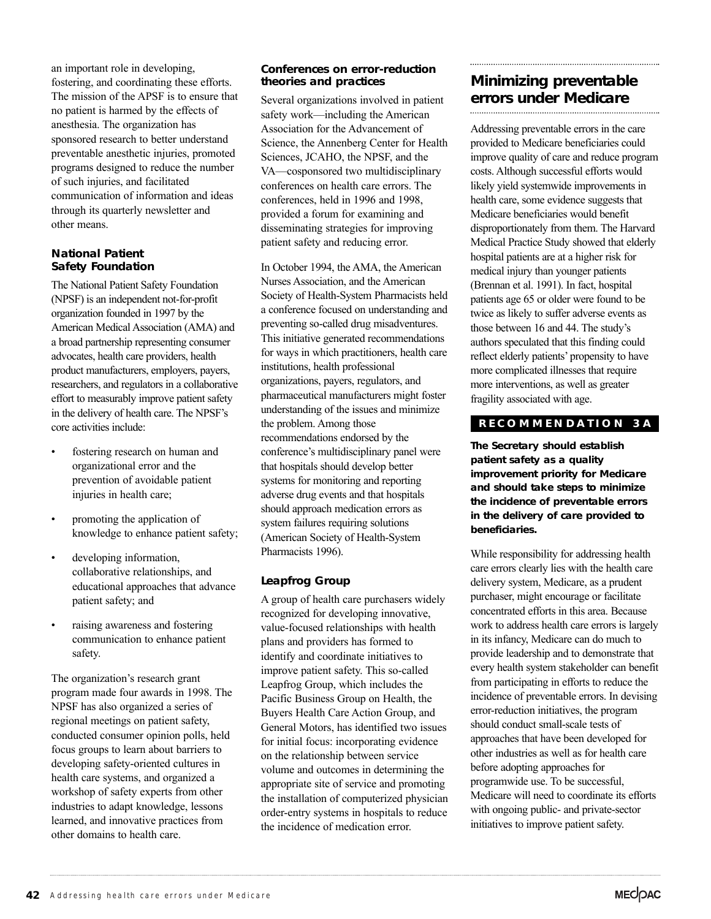an important role in developing, fostering, and coordinating these efforts. The mission of the APSF is to ensure that no patient is harmed by the effects of anesthesia. The organization has sponsored research to better understand preventable anesthetic injuries, promoted programs designed to reduce the number of such injuries, and facilitated communication of information and ideas through its quarterly newsletter and other means.

### National Patient Safety Foundation

The National Patient Safety Foundation (NPSF) is an independent not-for-profit organization founded in 1997 by the American Medical Association (AMA) and a broad partnership representing consumer advocates, health care providers, health product manufacturers, employers, payers, researchers, and regulators in a collaborative effort to measurably improve patient safety in the delivery of health care. The NPSF's core activities include:

- fostering research on human and organizational error and the prevention of avoidable patient injuries in health care;
- promoting the application of knowledge to enhance patient safety;
- developing information, collaborative relationships, and educational approaches that advance patient safety; and
- raising awareness and fostering communication to enhance patient safety.

The organization's research grant program made four awards in 1998. The NPSF has also organized a series of regional meetings on patient safety, conducted consumer opinion polls, held focus groups to learn about barriers to developing safety-oriented cultures in health care systems, and organized a workshop of safety experts from other industries to adapt knowledge, lessons learned, and innovative practices from other domains to health care.

### Conferences on error-reduction theories and practices

Several organizations involved in patient safety work—including the American Association for the Advancement of Science, the Annenberg Center for Health Sciences, JCAHO, the NPSF, and the VA—cosponsored two multidisciplinary conferences on health care errors. The conferences, held in 1996 and 1998, provided a forum for examining and disseminating strategies for improving patient safety and reducing error.

In October 1994, the AMA, the American Nurses Association, and the American Society of Health-System Pharmacists held a conference focused on understanding and preventing so-called drug misadventures. This initiative generated recommendations for ways in which practitioners, health care institutions, health professional organizations, payers, regulators, and pharmaceutical manufacturers might foster understanding of the issues and minimize the problem. Among those recommendations endorsed by the conference's multidisciplinary panel were that hospitals should develop better systems for monitoring and reporting adverse drug events and that hospitals should approach medication errors as system failures requiring solutions (American Society of Health-System Pharmacists 1996).

### Leapfrog Group

A group of health care purchasers widely recognized for developing innovative, value-focused relationships with health plans and providers has formed to identify and coordinate initiatives to improve patient safety. This so-called Leapfrog Group, which includes the Pacific Business Group on Health, the Buyers Health Care Action Group, and General Motors, has identified two issues for initial focus: incorporating evidence on the relationship between service volume and outcomes in determining the appropriate site of service and promoting the installation of computerized physician order-entry systems in hospitals to reduce the incidence of medication error.

## Minimizing preventable errors under Medicare

Addressing preventable errors in the care provided to Medicare beneficiaries could improve quality of care and reduce program costs. Although successful efforts would likely yield systemwide improvements in health care, some evidence suggests that Medicare beneficiaries would benefit disproportionately from them. The Harvard Medical Practice Study showed that elderly hospital patients are at a higher risk for medical injury than younger patients (Brennan et al. 1991). In fact, hospital patients age 65 or older were found to be twice as likely to suffer adverse events as those between 16 and 44. The study's authors speculated that this finding could reflect elderly patients' propensity to have more complicated illnesses that require more interventions, as well as greater fragility associated with age.

**RECOMMENDATION 3A**

**The Secretary should establish patient safety as a quality improvement priority for Medicare and should take steps to minimize the incidence of preventable errors in the delivery of care provided to beneficiaries.**

While responsibility for addressing health care errors clearly lies with the health care delivery system, Medicare, as a prudent purchaser, might encourage or facilitate concentrated efforts in this area. Because work to address health care errors is largely in its infancy, Medicare can do much to provide leadership and to demonstrate that every health system stakeholder can benefit from participating in efforts to reduce the incidence of preventable errors. In devising error-reduction initiatives, the program should conduct small-scale tests of approaches that have been developed for other industries as well as for health care before adopting approaches for programwide use. To be successful, Medicare will need to coordinate its efforts with ongoing public- and private-sector initiatives to improve patient safety.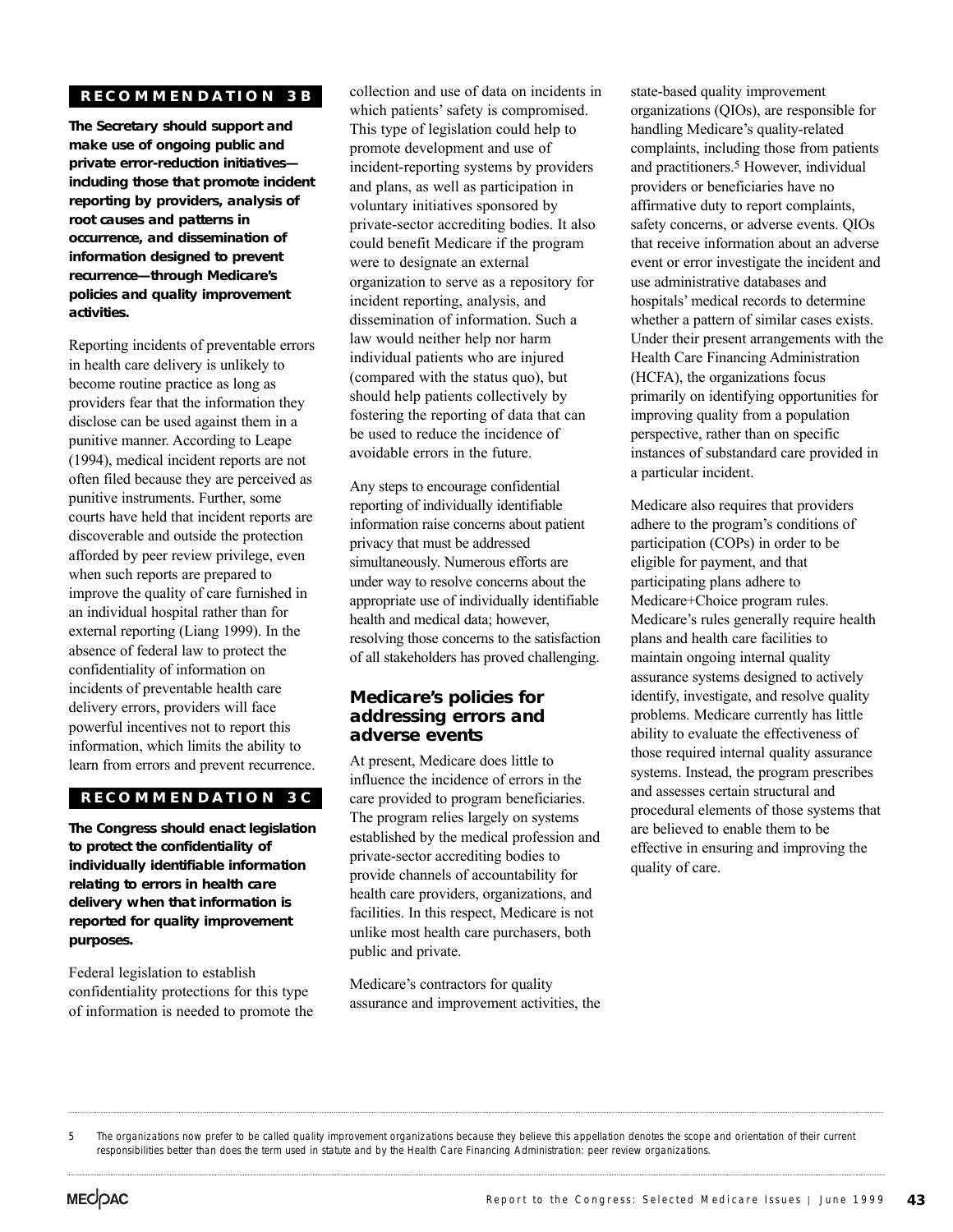**RECOMMENDATION 3B**

**The Secretary should support and make use of ongoing public and private error-reduction initiatives—including those that promote incident reporting by providers, analysis of root causes and patterns in occurrence, and dissemination of information designed to prevent recurrence—through Medicare's policies and quality improvement activities.**

Reporting incidents of preventable errors in health care delivery is unlikely to become routine practice as long as providers fear that the information they disclose can be used against them in a punitive manner. According to Leape (1994), medical incident reports are not often filed because they are perceived as punitive instruments. Further, some courts have held that incident reports are discoverable and outside the protection afforded by peer review privilege, even when such reports are prepared to improve the quality of care furnished in an individual hospital rather than for external reporting (Liang 1999). In the absence of federal law to protect the confidentiality of information on incidents of preventable health care delivery errors, providers will face powerful incentives not to report this information, which limits the ability to learn from errors and prevent recurrence.

**RECOMMENDATION 3C**

**The Congress should enact legislation to protect the confidentiality of individually identifiable information relating to errors in health care delivery when that information is reported for quality improvement purposes.**

Federal legislation to establish confidentiality protections for this type of information is needed to promote the collection and use of data on incidents in which patients' safety is compromised. This type of legislation could help to promote development and use of incident-reporting systems by providers and plans, as well as participation in voluntary initiatives sponsored by private-sector accrediting bodies. It also could benefit Medicare if the program were to designate an external organization to serve as a repository for incident reporting, analysis, and dissemination of information. Such a law would neither help nor harm individual patients who are injured (compared with the status quo), but should help patients collectively by fostering the reporting of data that can be used to reduce the incidence of avoidable errors in the future.

Any steps to encourage confidential reporting of individually identifiable information raise concerns about patient privacy that must be addressed simultaneously. Numerous efforts are under way to resolve concerns about the appropriate use of individually identifiable health and medical data; however, resolving those concerns to the satisfaction of all stakeholders has proved challenging.

## Medicare's policies for addressing errors and adverse events

At present, Medicare does little to influence the incidence of errors in the care provided to program beneficiaries. The program relies largely on systems established by the medical profession and private-sector accrediting bodies to provide channels of accountability for health care providers, organizations, and facilities. In this respect, Medicare is not unlike most health care purchasers, both public and private.

Medicare's contractors for quality assurance and improvement activities, the state-based quality improvement organizations (QIOs), are responsible for handling Medicare's quality-related complaints, including those from patients and practitioners.[5] However, individual providers or beneficiaries have no affirmative duty to report complaints, safety concerns, or adverse events. QIOs that receive information about an adverse event or error investigate the incident and use administrative databases and hospitals' medical records to determine whether a pattern of similar cases exists. Under their present arrangements with the Health Care Financing Administration (HCFA), the organizations focus primarily on identifying opportunities for improving quality from a population perspective, rather than on specific instances of substandard care provided in a particular incident.

Medicare also requires that providers adhere to the program's conditions of participation (COPs) in order to be eligible for payment, and that participating plans adhere to Medicare+Choice program rules. Medicare's rules generally require health plans and health care facilities to maintain ongoing internal quality assurance systems designed to actively identify, investigate, and resolve quality problems. Medicare currently has little ability to evaluate the effectiveness of those required internal quality assurance systems. Instead, the program prescribes and assesses certain structural and procedural elements of those systems that are believed to enable them to be effective in ensuring and improving the quality of care.

5 The organizations now prefer to be called quality improvement organizations because they believe this appellation denotes the scope and orientation of their current responsibilities better than does the term used in statute and by the Health Care Financing Administration: peer review organizations.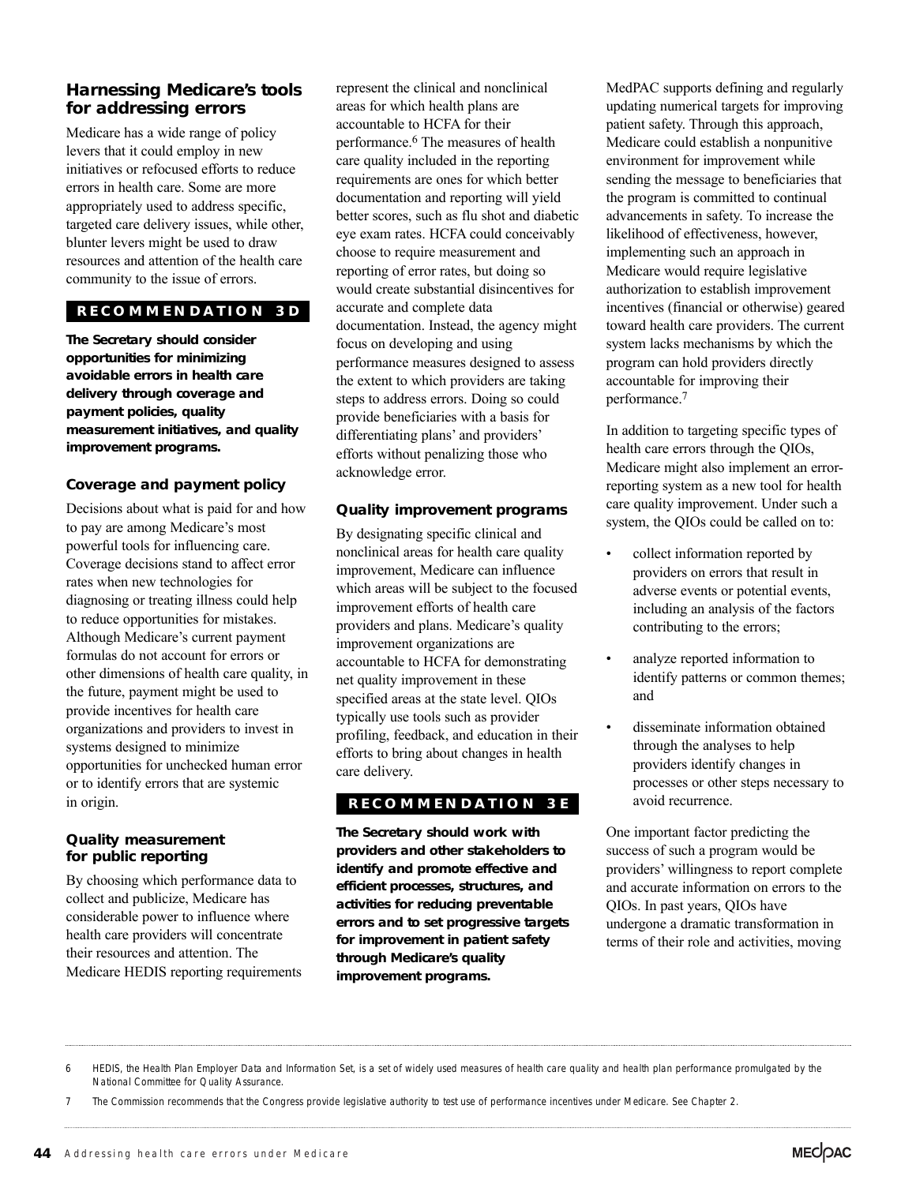## Harnessing Medicare's tools for addressing errors

Medicare has a wide range of policy levers that it could employ in new initiatives or refocused efforts to reduce errors in health care. Some are more appropriately used to address specific, targeted care delivery issues, while other, blunter levers might be used to draw resources and attention of the health care community to the issue of errors.

**RECOMMENDATION 3D**

**The Secretary should consider opportunities for minimizing avoidable errors in health care delivery through coverage and payment policies, quality measurement initiatives, and quality improvement programs.**

### Coverage and payment policy

Decisions about what is paid for and how to pay are among Medicare's most powerful tools for influencing care. Coverage decisions stand to affect error rates when new technologies for diagnosing or treating illness could help to reduce opportunities for mistakes. Although Medicare's current payment formulas do not account for errors or other dimensions of health care quality, in the future, payment might be used to provide incentives for health care organizations and providers to invest in systems designed to minimize opportunities for unchecked human error or to identify errors that are systemic in origin.

### Quality measurement for public reporting

By choosing which performance data to collect and publicize, Medicare has considerable power to influence where health care providers will concentrate their resources and attention. The Medicare HEDIS reporting requirements represent the clinical and nonclinical areas for which health plans are accountable to HCFA for their performance.[6] The measures of health care quality included in the reporting requirements are ones for which better documentation and reporting will yield better scores, such as flu shot and diabetic eye exam rates. HCFA could conceivably choose to require measurement and reporting of error rates, but doing so would create substantial disincentives for accurate and complete data documentation. Instead, the agency might focus on developing and using performance measures designed to assess the extent to which providers are taking steps to address errors. Doing so could provide beneficiaries with a basis for differentiating plans' and providers' efforts without penalizing those who acknowledge error.

### Quality improvement programs

By designating specific clinical and nonclinical areas for health care quality improvement, Medicare can influence which areas will be subject to the focused improvement efforts of health care providers and plans. Medicare's quality improvement organizations are accountable to HCFA for demonstrating net quality improvement in these specified areas at the state level. QIOs typically use tools such as provider profiling, feedback, and education in their efforts to bring about changes in health care delivery.

**RECOMMENDATION 3E**

**The Secretary should work with providers and other stakeholders to identify and promote effective and efficient processes, structures, and activities for reducing preventable errors and to set progressive targets for improvement in patient safety through Medicare's quality improvement programs.**

MedPAC supports defining and regularly updating numerical targets for improving patient safety. Through this approach, Medicare could establish a nonpunitive environment for improvement while sending the message to beneficiaries that the program is committed to continual advancements in safety. To increase the likelihood of effectiveness, however, implementing such an approach in Medicare would require legislative authorization to establish improvement incentives (financial or otherwise) geared toward health care providers. The current system lacks mechanisms by which the program can hold providers directly accountable for improving their performance.[7]

In addition to targeting specific types of health care errors through the QIOs, Medicare might also implement an error-reporting system as a new tool for health care quality improvement. Under such a system, the QIOs could be called on to:

- collect information reported by providers on errors that result in adverse events or potential events, including an analysis of the factors contributing to the errors;
- analyze reported information to identify patterns or common themes; and
- disseminate information obtained through the analyses to help providers identify changes in processes or other steps necessary to avoid recurrence.

One important factor predicting the success of such a program would be providers' willingness to report complete and accurate information on errors to the QIOs. In past years, QIOs have undergone a dramatic transformation in terms of their role and activities, moving

---

6 HEDIS, the Health Plan Employer Data and Information Set, is a set of widely used measures of health care quality and health plan performance promulgated by the National Committee for Quality Assurance.

7 The Commission recommends that the Congress provide legislative authority to test use of performance incentives under Medicare. See Chapter 2.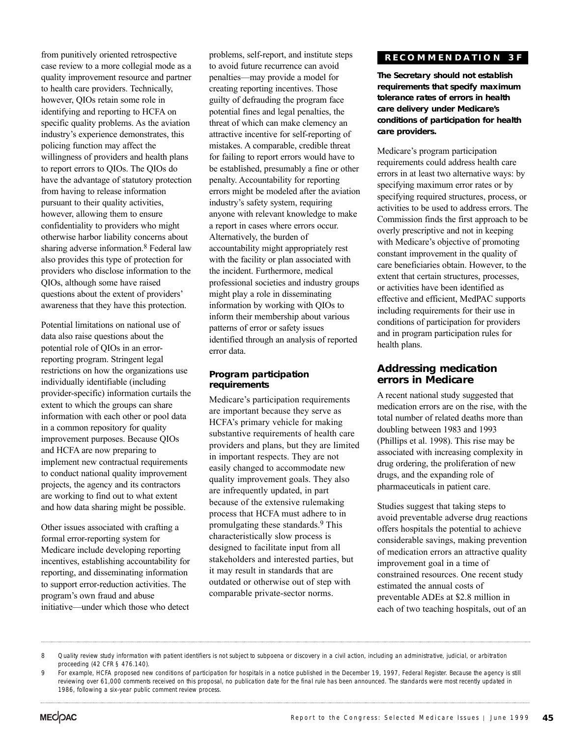from punitively oriented retrospective case review to a more collegial mode as a quality improvement resource and partner to health care providers. Technically, however, QIOs retain some role in identifying and reporting to HCFA on specific quality problems. As the aviation industry's experience demonstrates, this policing function may affect the willingness of providers and health plans to report errors to QIOs. The QIOs do have the advantage of statutory protection from having to release information pursuant to their quality activities, however, allowing them to ensure confidentiality to providers who might otherwise harbor liability concerns about sharing adverse information.[8] Federal law also provides this type of protection for providers who disclose information to the QIOs, although some have raised questions about the extent of providers' awareness that they have this protection.

Potential limitations on national use of data also raise questions about the potential role of QIOs in an error-reporting program. Stringent legal restrictions on how the organizations use individually identifiable (including provider-specific) information curtails the extent to which the groups can share information with each other or pool data in a common repository for quality improvement purposes. Because QIOs and HCFA are now preparing to implement new contractual requirements to conduct national quality improvement projects, the agency and its contractors are working to find out to what extent and how data sharing might be possible.

Other issues associated with crafting a formal error-reporting system for Medicare include developing reporting incentives, establishing accountability for reporting, and disseminating information to support error-reduction activities. The program's own fraud and abuse initiative—under which those who detect problems, self-report, and institute steps to avoid future recurrence can avoid penalties—may provide a model for creating reporting incentives. Those guilty of defrauding the program face potential fines and legal penalties, the threat of which can make clemency an attractive incentive for self-reporting of mistakes. A comparable, credible threat for failing to report errors would have to be established, presumably a fine or other penalty. Accountability for reporting errors might be modeled after the aviation industry's safety system, requiring anyone with relevant knowledge to make a report in cases where errors occur. Alternatively, the burden of accountability might appropriately rest with the facility or plan associated with the incident. Furthermore, medical professional societies and industry groups might play a role in disseminating information by working with QIOs to inform their membership about various patterns of error or safety issues identified through an analysis of reported error data.

### Program participation requirements

Medicare's participation requirements are important because they serve as HCFA's primary vehicle for making substantive requirements of health care providers and plans, but they are limited in important respects. They are not easily changed to accommodate new quality improvement goals. They also are infrequently updated, in part because of the extensive rulemaking process that HCFA must adhere to in promulgating these standards.[9] This characteristically slow process is designed to facilitate input from all stakeholders and interested parties, but it may result in standards that are outdated or otherwise out of step with comparable private-sector norms.

**RECOMMENDATION 3F**

***The Secretary should not establish requirements that specify maximum tolerance rates of errors in health care delivery under Medicare's conditions of participation for health care providers.***

Medicare's program participation requirements could address health care errors in at least two alternative ways: by specifying maximum error rates or by specifying required structures, process, or activities to be used to address errors. The Commission finds the first approach to be overly prescriptive and not in keeping with Medicare's objective of promoting constant improvement in the quality of care beneficiaries obtain. However, to the extent that certain structures, processes, or activities have been identified as effective and efficient, MedPAC supports including requirements for their use in conditions of participation for providers and in program participation rules for health plans.

## Addressing medication errors in Medicare

A recent national study suggested that medication errors are on the rise, with the total number of related deaths more than doubling between 1983 and 1993 (Phillips et al. 1998). This rise may be associated with increasing complexity in drug ordering, the proliferation of new drugs, and the expanding role of pharmaceuticals in patient care.

Studies suggest that taking steps to avoid preventable adverse drug reactions offers hospitals the potential to achieve considerable savings, making prevention of medication errors an attractive quality improvement goal in a time of constrained resources. One recent study estimated the annual costs of preventable ADEs at $2.8 million in each of two teaching hospitals, out of an

---

8 Quality review study information with patient identifiers is not subject to subpoena or discovery in a civil action, including an administrative, judicial, or arbitration proceeding (42 CFR § 476.140).

9 For example, HCFA proposed new conditions of participation for hospitals in a notice published in the December 19, 1997, Federal Register. Because the agency is still reviewing over 61,000 comments received on this proposal, no publication date for the final rule has been announced. The standards were most recently updated in 1986, following a six-year public comment review process.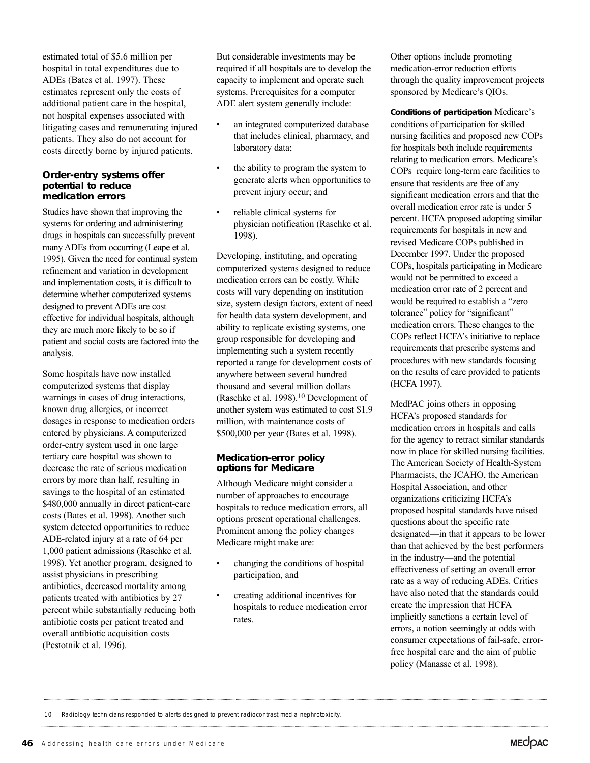estimated total of $5.6 million per hospital in total expenditures due to ADEs (Bates et al. 1997). These estimates represent only the costs of additional patient care in the hospital, not hospital expenses associated with litigating cases and remunerating injured patients. They also do not account for costs directly borne by injured patients.

### Order-entry systems offer potential to reduce medication errors

Studies have shown that improving the systems for ordering and administering drugs in hospitals can successfully prevent many ADEs from occurring (Leape et al. 1995). Given the need for continual system refinement and variation in development and implementation costs, it is difficult to determine whether computerized systems designed to prevent ADEs are cost effective for individual hospitals, although they are much more likely to be so if patient and social costs are factored into the analysis.

Some hospitals have now installed computerized systems that display warnings in cases of drug interactions, known drug allergies, or incorrect dosages in response to medication orders entered by physicians. A computerized order-entry system used in one large tertiary care hospital was shown to decrease the rate of serious medication errors by more than half, resulting in savings to the hospital of an estimated $480,000 annually in direct patient-care costs (Bates et al. 1998). Another such system detected opportunities to reduce ADE-related injury at a rate of 64 per 1,000 patient admissions (Raschke et al. 1998). Yet another program, designed to assist physicians in prescribing antibiotics, decreased mortality among patients treated with antibiotics by 27 percent while substantially reducing both antibiotic costs per patient treated and overall antibiotic acquisition costs (Pestotnik et al. 1996).

But considerable investments may be required if all hospitals are to develop the capacity to implement and operate such systems. Prerequisites for a computer ADE alert system generally include:

- an integrated computerized database that includes clinical, pharmacy, and laboratory data;
- the ability to program the system to generate alerts when opportunities to prevent injury occur; and
- reliable clinical systems for physician notification (Raschke et al. 1998).

Developing, instituting, and operating computerized systems designed to reduce medication errors can be costly. While costs will vary depending on institution size, system design factors, extent of need for health data system development, and ability to replicate existing systems, one group responsible for developing and implementing such a system recently reported a range for development costs of anywhere between several hundred thousand and several million dollars (Raschke et al. 1998).[10] Development of another system was estimated to cost $1.9 million, with maintenance costs of $500,000 per year (Bates et al. 1998).

### Medication-error policy options for Medicare

Although Medicare might consider a number of approaches to encourage hospitals to reduce medication errors, all options present operational challenges. Prominent among the policy changes Medicare might make are:

- changing the conditions of hospital participation, and
- creating additional incentives for hospitals to reduce medication error rates.

Other options include promoting medication-error reduction efforts through the quality improvement projects sponsored by Medicare's QIOs.

**Conditions of participation** Medicare's conditions of participation for skilled nursing facilities and proposed new COPs for hospitals both include requirements relating to medication errors. Medicare's COPs require long-term care facilities to ensure that residents are free of any significant medication errors and that the overall medication error rate is under 5 percent. HCFA proposed adopting similar requirements for hospitals in new and revised Medicare COPs published in December 1997. Under the proposed COPs, hospitals participating in Medicare would not be permitted to exceed a medication error rate of 2 percent and would be required to establish a "zero tolerance" policy for "significant" medication errors. These changes to the COPs reflect HCFA's initiative to replace requirements that prescribe systems and procedures with new standards focusing on the results of care provided to patients (HCFA 1997).

MedPAC joins others in opposing HCFA's proposed standards for medication errors in hospitals and calls for the agency to retract similar standards now in place for skilled nursing facilities. The American Society of Health-System Pharmacists, the JCAHO, the American Hospital Association, and other organizations criticizing HCFA's proposed hospital standards have raised questions about the specific rate designated—in that it appears to be lower than that achieved by the best performers in the industry—and the potential effectiveness of setting an overall error rate as a way of reducing ADEs. Critics have also noted that the standards could create the impression that HCFA implicitly sanctions a certain level of errors, a notion seemingly at odds with consumer expectations of fail-safe, error-free hospital care and the aim of public policy (Manasse et al. 1998).

---

10 Radiology technicians responded to alerts designed to prevent radiocontrast media nephrotoxicity.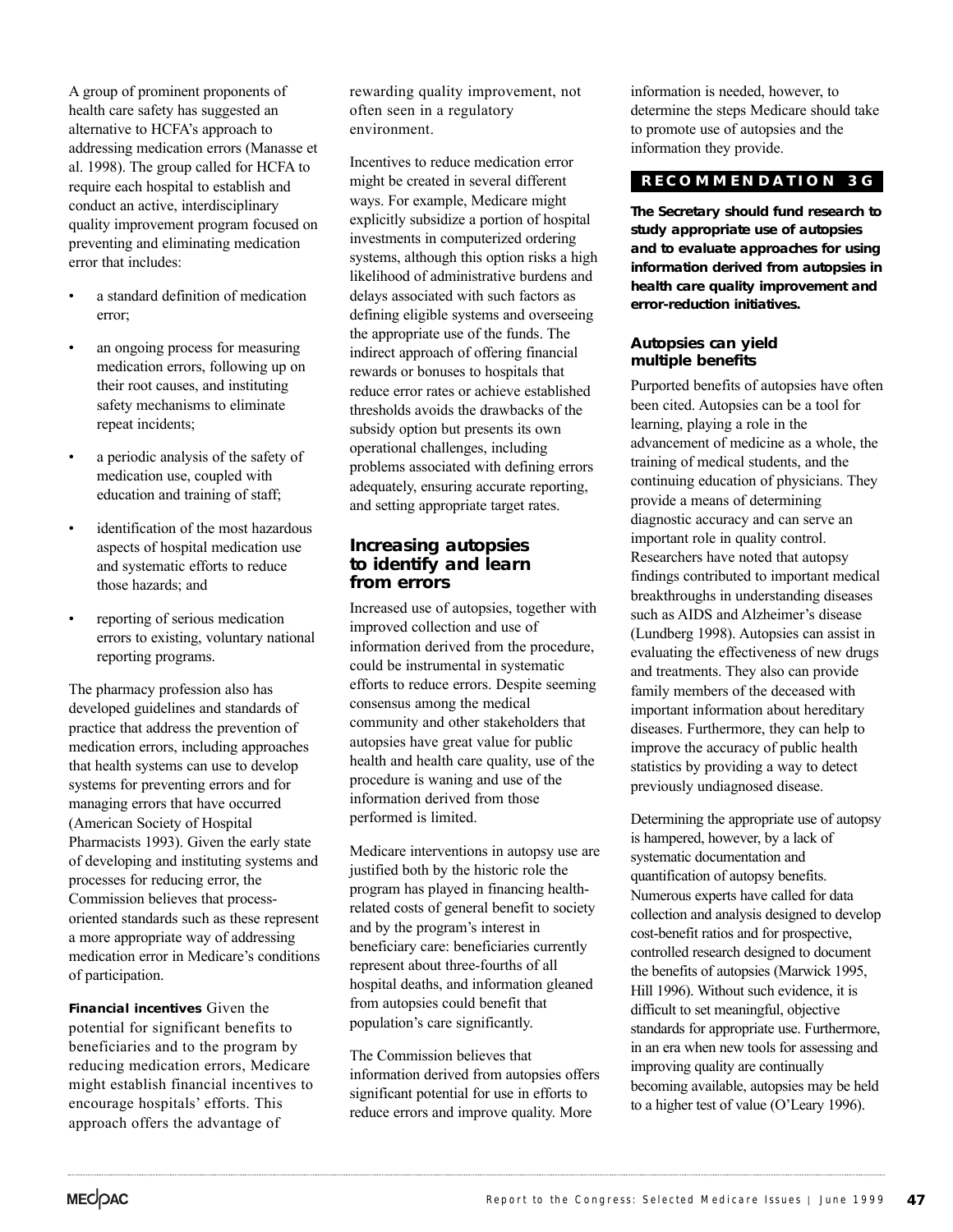A group of prominent proponents of health care safety has suggested an alternative to HCFA's approach to addressing medication errors (Manasse et al. 1998). The group called for HCFA to require each hospital to establish and conduct an active, interdisciplinary quality improvement program focused on preventing and eliminating medication error that includes:

- a standard definition of medication error;
- an ongoing process for measuring medication errors, following up on their root causes, and instituting safety mechanisms to eliminate repeat incidents;
- a periodic analysis of the safety of medication use, coupled with education and training of staff;
- identification of the most hazardous aspects of hospital medication use and systematic efforts to reduce those hazards; and
- reporting of serious medication errors to existing, voluntary national reporting programs.

The pharmacy profession also has developed guidelines and standards of practice that address the prevention of medication errors, including approaches that health systems can use to develop systems for preventing errors and for managing errors that have occurred (American Society of Hospital Pharmacists 1993). Given the early state of developing and instituting systems and processes for reducing error, the Commission believes that process-oriented standards such as these represent a more appropriate way of addressing medication error in Medicare's conditions of participation.

**Financial incentives** Given the potential for significant benefits to beneficiaries and to the program by reducing medication errors, Medicare might establish financial incentives to encourage hospitals' efforts. This approach offers the advantage of rewarding quality improvement, not often seen in a regulatory environment.

Incentives to reduce medication error might be created in several different ways. For example, Medicare might explicitly subsidize a portion of hospital investments in computerized ordering systems, although this option risks a high likelihood of administrative burdens and delays associated with such factors as defining eligible systems and overseeing the appropriate use of the funds. The indirect approach of offering financial rewards or bonuses to hospitals that reduce error rates or achieve established thresholds avoids the drawbacks of the subsidy option but presents its own operational challenges, including problems associated with defining errors adequately, ensuring accurate reporting, and setting appropriate target rates.

## Increasing autopsies to identify and learn from errors

Increased use of autopsies, together with improved collection and use of information derived from the procedure, could be instrumental in systematic efforts to reduce errors. Despite seeming consensus among the medical community and other stakeholders that autopsies have great value for public health and health care quality, use of the procedure is waning and use of the information derived from those performed is limited.

Medicare interventions in autopsy use are justified both by the historic role the program has played in financing health-related costs of general benefit to society and by the program's interest in beneficiary care: beneficiaries currently represent about three-fourths of all hospital deaths, and information gleaned from autopsies could benefit that population's care significantly.

The Commission believes that information derived from autopsies offers significant potential for use in efforts to reduce errors and improve quality. More information is needed, however, to determine the steps Medicare should take to promote use of autopsies and the information they provide.

**RECOMMENDATION 3G**

**The Secretary should fund research to study appropriate use of autopsies and to evaluate approaches for using information derived from autopsies in health care quality improvement and error-reduction initiatives.**

### Autopsies can yield multiple benefits

Purported benefits of autopsies have often been cited. Autopsies can be a tool for learning, playing a role in the advancement of medicine as a whole, the training of medical students, and the continuing education of physicians. They provide a means of determining diagnostic accuracy and can serve an important role in quality control. Researchers have noted that autopsy findings contributed to important medical breakthroughs in understanding diseases such as AIDS and Alzheimer's disease (Lundberg 1998). Autopsies can assist in evaluating the effectiveness of new drugs and treatments. They also can provide family members of the deceased with important information about hereditary diseases. Furthermore, they can help to improve the accuracy of public health statistics by providing a way to detect previously undiagnosed disease.

Determining the appropriate use of autopsy is hampered, however, by a lack of systematic documentation and quantification of autopsy benefits. Numerous experts have called for data collection and analysis designed to develop cost-benefit ratios and for prospective, controlled research designed to document the benefits of autopsies (Marwick 1995, Hill 1996). Without such evidence, it is difficult to set meaningful, objective standards for appropriate use. Furthermore, in an era when new tools for assessing and improving quality are continually becoming available, autopsies may be held to a higher test of value (O'Leary 1996).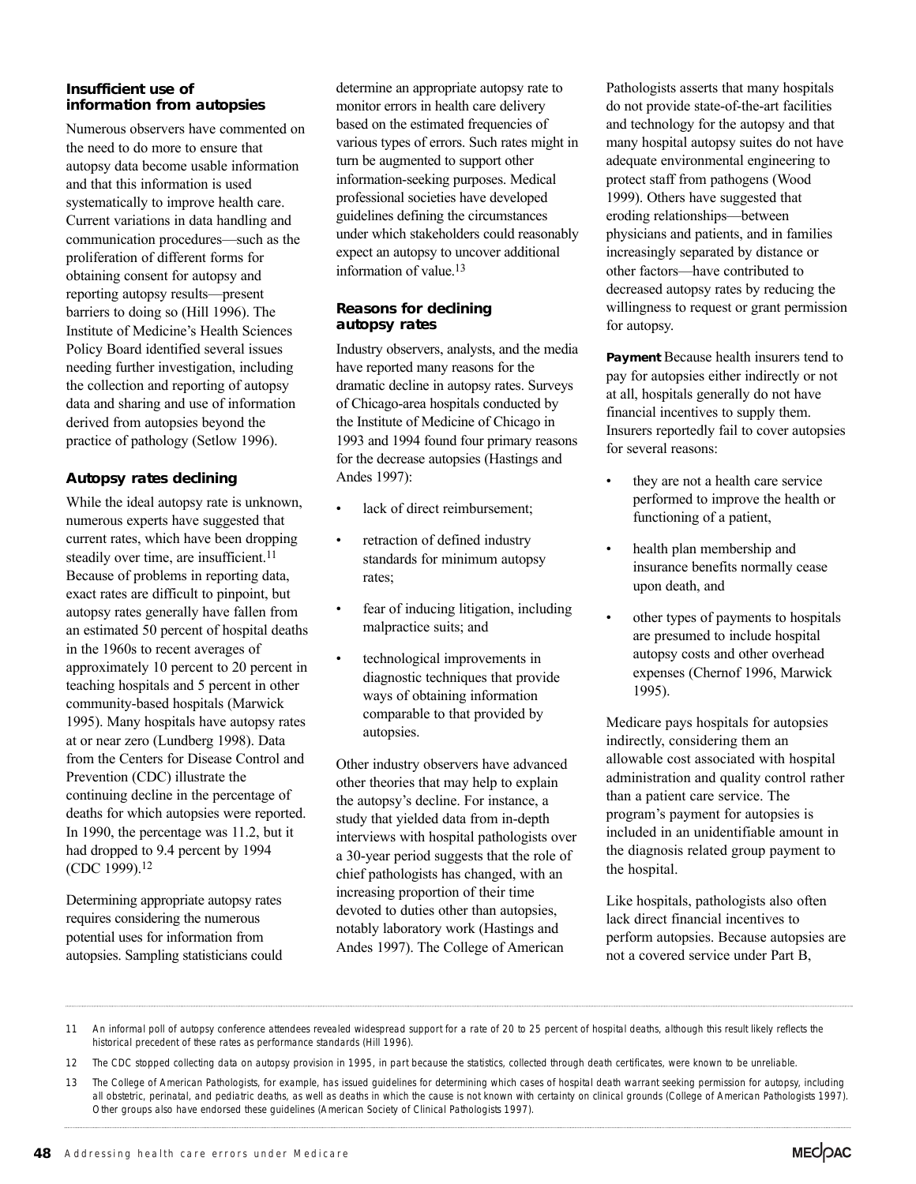### Insufficient use of information from autopsies

Numerous observers have commented on the need to do more to ensure that autopsy data become usable information and that this information is used systematically to improve health care. Current variations in data handling and communication procedures—such as the proliferation of different forms for obtaining consent for autopsy and reporting autopsy results—present barriers to doing so (Hill 1996). The Institute of Medicine's Health Sciences Policy Board identified several issues needing further investigation, including the collection and reporting of autopsy data and sharing and use of information derived from autopsies beyond the practice of pathology (Setlow 1996).

### Autopsy rates declining

While the ideal autopsy rate is unknown, numerous experts have suggested that current rates, which have been dropping steadily over time, are insufficient.[11] Because of problems in reporting data, exact rates are difficult to pinpoint, but autopsy rates generally have fallen from an estimated 50 percent of hospital deaths in the 1960s to recent averages of approximately 10 percent to 20 percent in teaching hospitals and 5 percent in other community-based hospitals (Marwick 1995). Many hospitals have autopsy rates at or near zero (Lundberg 1998). Data from the Centers for Disease Control and Prevention (CDC) illustrate the continuing decline in the percentage of deaths for which autopsies were reported. In 1990, the percentage was 11.2, but it had dropped to 9.4 percent by 1994 (CDC 1999).[12]

Determining appropriate autopsy rates requires considering the numerous potential uses for information from autopsies. Sampling statisticians could determine an appropriate autopsy rate to monitor errors in health care delivery based on the estimated frequencies of various types of errors. Such rates might in turn be augmented to support other information-seeking purposes. Medical professional societies have developed guidelines defining the circumstances under which stakeholders could reasonably expect an autopsy to uncover additional information of value.[13]

### Reasons for declining autopsy rates

Industry observers, analysts, and the media have reported many reasons for the dramatic decline in autopsy rates. Surveys of Chicago-area hospitals conducted by the Institute of Medicine of Chicago in 1993 and 1994 found four primary reasons for the decrease autopsies (Hastings and Andes 1997):

- lack of direct reimbursement;
- retraction of defined industry standards for minimum autopsy rates;
- fear of inducing litigation, including malpractice suits; and
- technological improvements in diagnostic techniques that provide ways of obtaining information comparable to that provided by autopsies.

Other industry observers have advanced other theories that may help to explain the autopsy's decline. For instance, a study that yielded data from in-depth interviews with hospital pathologists over a 30-year period suggests that the role of chief pathologists has changed, with an increasing proportion of their time devoted to duties other than autopsies, notably laboratory work (Hastings and Andes 1997). The College of American Pathologists asserts that many hospitals do not provide state-of-the-art facilities and technology for the autopsy and that many hospital autopsy suites do not have adequate environmental engineering to protect staff from pathogens (Wood 1999). Others have suggested that eroding relationships—between physicians and patients, and in families increasingly separated by distance or other factors—have contributed to decreased autopsy rates by reducing the willingness to request or grant permission for autopsy.

**Payment** Because health insurers tend to pay for autopsies either indirectly or not at all, hospitals generally do not have financial incentives to supply them. Insurers reportedly fail to cover autopsies for several reasons:

- they are not a health care service performed to improve the health or functioning of a patient,
- health plan membership and insurance benefits normally cease upon death, and
- other types of payments to hospitals are presumed to include hospital autopsy costs and other overhead expenses (Chernof 1996, Marwick 1995).

Medicare pays hospitals for autopsies indirectly, considering them an allowable cost associated with hospital administration and quality control rather than a patient care service. The program's payment for autopsies is included in an unidentifiable amount in the diagnosis related group payment to the hospital.

Like hospitals, pathologists also often lack direct financial incentives to perform autopsies. Because autopsies are not a covered service under Part B,

---

11 An informal poll of autopsy conference attendees revealed widespread support for a rate of 20 to 25 percent of hospital deaths, although this result likely reflects the historical precedent of these rates as performance standards (Hill 1996).

12 The CDC stopped collecting data on autopsy provision in 1995, in part because the statistics, collected through death certificates, were known to be unreliable.

13 The College of American Pathologists, for example, has issued guidelines for determining which cases of hospital death warrant seeking permission for autopsy, including all obstetric, perinatal, and pediatric deaths, as well as deaths in which the cause is not known with certainty on clinical grounds (College of American Pathologists 1997). Other groups also have endorsed these guidelines (American Society of Clinical Pathologists 1997).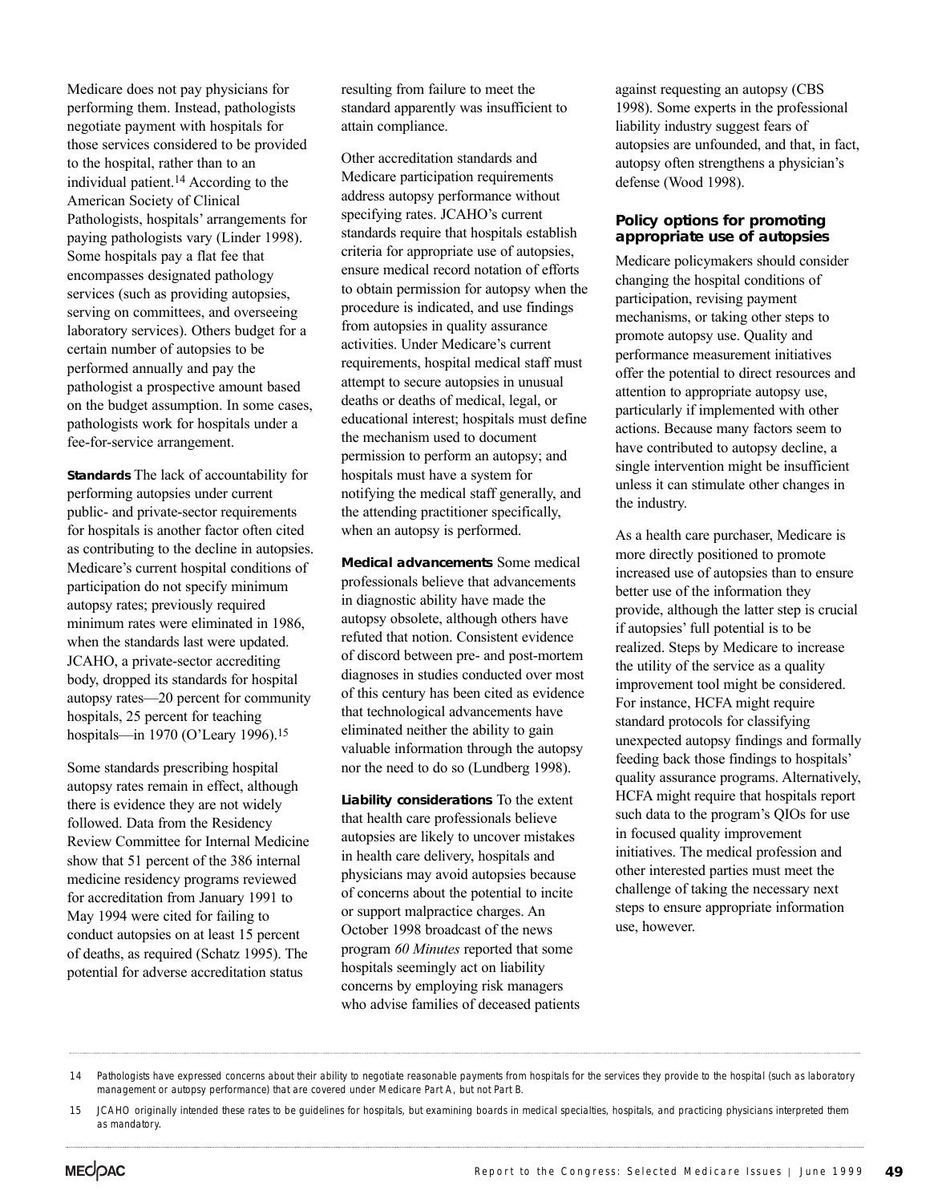Medicare does not pay physicians for performing them. Instead, pathologists negotiate payment with hospitals for those services considered to be provided to the hospital, rather than to an individual patient.[14] According to the American Society of Clinical Pathologists, hospitals' arrangements for paying pathologists vary (Linder 1998). Some hospitals pay a flat fee that encompasses designated pathology services (such as providing autopsies, serving on committees, and overseeing laboratory services). Others budget for a certain number of autopsies to be performed annually and pay the pathologist a prospective amount based on the budget assumption. In some cases, pathologists work for hospitals under a fee-for-service arrangement.

**Standards** The lack of accountability for performing autopsies under current public- and private-sector requirements for hospitals is another factor often cited as contributing to the decline in autopsies. Medicare's current hospital conditions of participation do not specify minimum autopsy rates; previously required minimum rates were eliminated in 1986, when the standards last were updated. JCAHO, a private-sector accrediting body, dropped its standards for hospital autopsy rates—20 percent for community hospitals, 25 percent for teaching hospitals—in 1970 (O'Leary 1996).[15]

Some standards prescribing hospital autopsy rates remain in effect, although there is evidence they are not widely followed. Data from the Residency Review Committee for Internal Medicine show that 51 percent of the 386 internal medicine residency programs reviewed for accreditation from January 1991 to May 1994 were cited for failing to conduct autopsies on at least 15 percent of deaths, as required (Schatz 1995). The potential for adverse accreditation status resulting from failure to meet the standard apparently was insufficient to attain compliance.

Other accreditation standards and Medicare participation requirements address autopsy performance without specifying rates. JCAHO's current standards require that hospitals establish criteria for appropriate use of autopsies, ensure medical record notation of efforts to obtain permission for autopsy when the procedure is indicated, and use findings from autopsies in quality assurance activities. Under Medicare's current requirements, hospital medical staff must attempt to secure autopsies in unusual deaths or deaths of medical, legal, or educational interest; hospitals must define the mechanism used to document permission to perform an autopsy; and hospitals must have a system for notifying the medical staff generally, and the attending practitioner specifically, when an autopsy is performed.

**Medical advancements** Some medical professionals believe that advancements in diagnostic ability have made the autopsy obsolete, although others have refuted that notion. Consistent evidence of discord between pre- and post-mortem diagnoses in studies conducted over most of this century has been cited as evidence that technological advancements have eliminated neither the ability to gain valuable information through the autopsy nor the need to do so (Lundberg 1998).

**Liability considerations** To the extent that health care professionals believe autopsies are likely to uncover mistakes in health care delivery, hospitals and physicians may avoid autopsies because of concerns about the potential to incite or support malpractice charges. An October 1998 broadcast of the news program *60 Minutes* reported that some hospitals seemingly act on liability concerns by employing risk managers who advise families of deceased patients against requesting an autopsy (CBS 1998). Some experts in the professional liability industry suggest fears of autopsies are unfounded, and that, in fact, autopsy often strengthens a physician's defense (Wood 1998).

### Policy options for promoting appropriate use of autopsies

Medicare policymakers should consider changing the hospital conditions of participation, revising payment mechanisms, or taking other steps to promote autopsy use. Quality and performance measurement initiatives offer the potential to direct resources and attention to appropriate autopsy use, particularly if implemented with other actions. Because many factors seem to have contributed to autopsy decline, a single intervention might be insufficient unless it can stimulate other changes in the industry.

As a health care purchaser, Medicare is more directly positioned to promote increased use of autopsies than to ensure better use of the information they provide, although the latter step is crucial if autopsies' full potential is to be realized. Steps by Medicare to increase the utility of the service as a quality improvement tool might be considered. For instance, HCFA might require standard protocols for classifying unexpected autopsy findings and formally feeding back those findings to hospitals' quality assurance programs. Alternatively, HCFA might require that hospitals report such data to the program's QIOs for use in focused quality improvement initiatives. The medical profession and other interested parties must meet the challenge of taking the necessary next steps to ensure appropriate information use, however.

---

14 Pathologists have expressed concerns about their ability to negotiate reasonable payments from hospitals for the services they provide to the hospital (such as laboratory management or autopsy performance) that are covered under Medicare Part A, but not Part B.

15 JCAHO originally intended these rates to be guidelines for hospitals, but examining boards in medical specialties, hospitals, and practicing physicians interpreted them as mandatory.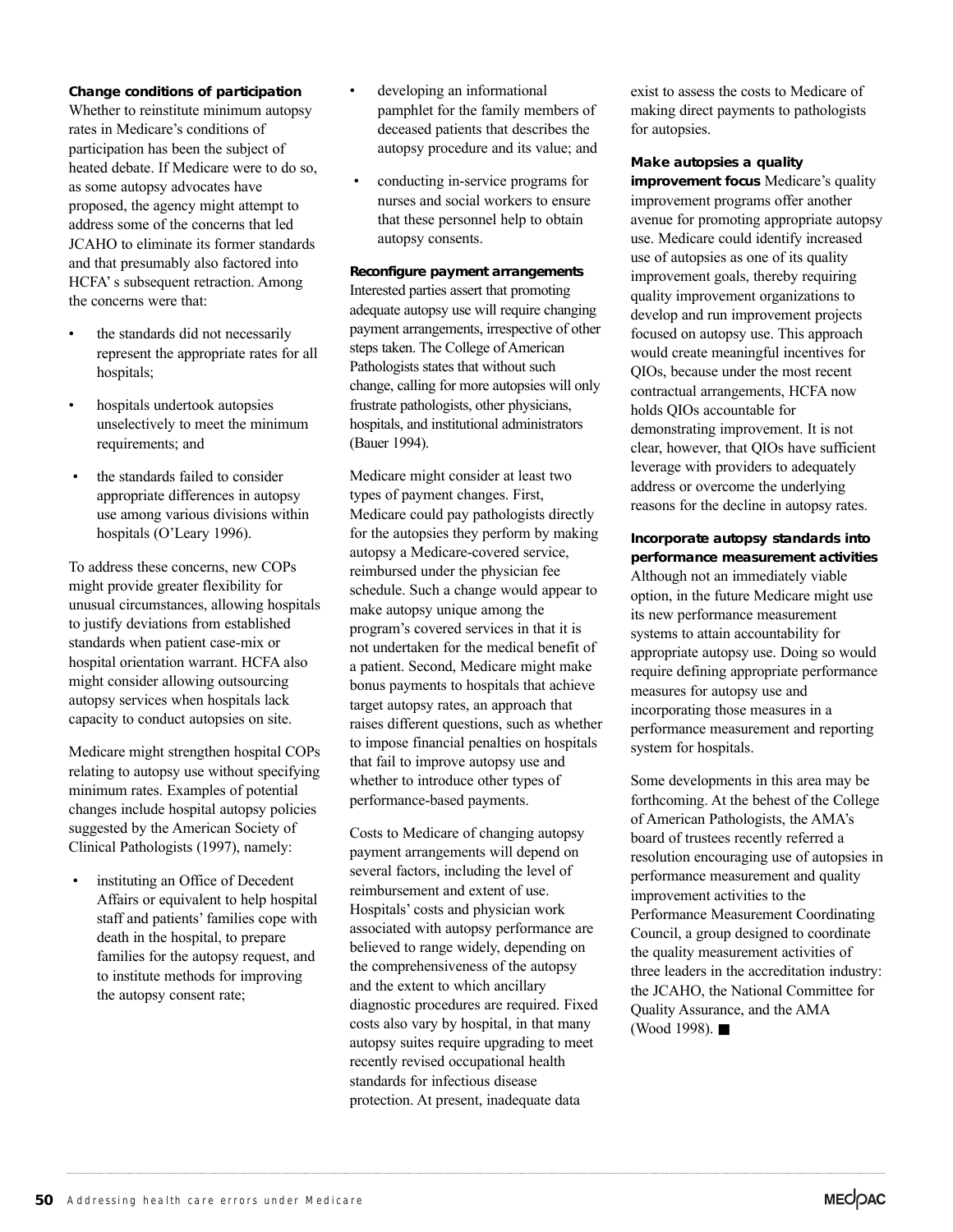**Change conditions of participation**

Whether to reinstitute minimum autopsy rates in Medicare's conditions of participation has been the subject of heated debate. If Medicare were to do so, as some autopsy advocates have proposed, the agency might attempt to address some of the concerns that led JCAHO to eliminate its former standards and that presumably also factored into HCFA's subsequent retraction. Among the concerns were that:

- the standards did not necessarily represent the appropriate rates for all hospitals;
- hospitals undertook autopsies unselectively to meet the minimum requirements; and
- the standards failed to consider appropriate differences in autopsy use among various divisions within hospitals (O'Leary 1996).

To address these concerns, new COPs might provide greater flexibility for unusual circumstances, allowing hospitals to justify deviations from established standards when patient case-mix or hospital orientation warrant. HCFA also might consider allowing outsourcing autopsy services when hospitals lack capacity to conduct autopsies on site.

Medicare might strengthen hospital COPs relating to autopsy use without specifying minimum rates. Examples of potential changes include hospital autopsy policies suggested by the American Society of Clinical Pathologists (1997), namely:

- instituting an Office of Decedent Affairs or equivalent to help hospital staff and patients' families cope with death in the hospital, to prepare families for the autopsy request, and to institute methods for improving the autopsy consent rate;
- developing an informational pamphlet for the family members of deceased patients that describes the autopsy procedure and its value; and
- conducting in-service programs for nurses and social workers to ensure that these personnel help to obtain autopsy consents.

**Reconfigure payment arrangements**

Interested parties assert that promoting adequate autopsy use will require changing payment arrangements, irrespective of other steps taken. The College of American Pathologists states that without such change, calling for more autopsies will only frustrate pathologists, other physicians, hospitals, and institutional administrators (Bauer 1994).

Medicare might consider at least two types of payment changes. First, Medicare could pay pathologists directly for the autopsies they perform by making autopsy a Medicare-covered service, reimbursed under the physician fee schedule. Such a change would appear to make autopsy unique among the program's covered services in that it is not undertaken for the medical benefit of a patient. Second, Medicare might make bonus payments to hospitals that achieve target autopsy rates, an approach that raises different questions, such as whether to impose financial penalties on hospitals that fail to improve autopsy use and whether to introduce other types of performance-based payments.

Costs to Medicare of changing autopsy payment arrangements will depend on several factors, including the level of reimbursement and extent of use. Hospitals' costs and physician work associated with autopsy performance are believed to range widely, depending on the comprehensiveness of the autopsy and the extent to which ancillary diagnostic procedures are required. Fixed costs also vary by hospital, in that many autopsy suites require upgrading to meet recently revised occupational health standards for infectious disease protection. At present, inadequate data exist to assess the costs to Medicare of making direct payments to pathologists for autopsies.

**Make autopsies a quality improvement focus** Medicare's quality improvement programs offer another avenue for promoting appropriate autopsy use. Medicare could identify increased use of autopsies as one of its quality improvement goals, thereby requiring quality improvement organizations to develop and run improvement projects focused on autopsy use. This approach would create meaningful incentives for QIOs, because under the most recent contractual arrangements, HCFA now holds QIOs accountable for demonstrating improvement. It is not clear, however, that QIOs have sufficient leverage with providers to adequately address or overcome the underlying reasons for the decline in autopsy rates.

**Incorporate autopsy standards into performance measurement activities**

Although not an immediately viable option, in the future Medicare might use its new performance measurement systems to attain accountability for appropriate autopsy use. Doing so would require defining appropriate performance measures for autopsy use and incorporating those measures in a performance measurement and reporting system for hospitals.

Some developments in this area may be forthcoming. At the behest of the College of American Pathologists, the AMA's board of trustees recently referred a resolution encouraging use of autopsies in performance measurement and quality improvement activities to the Performance Measurement Coordinating Council, a group designed to coordinate the quality measurement activities of three leaders in the accreditation industry: the JCAHO, the National Committee for Quality Assurance, and the AMA (Wood 1998). ■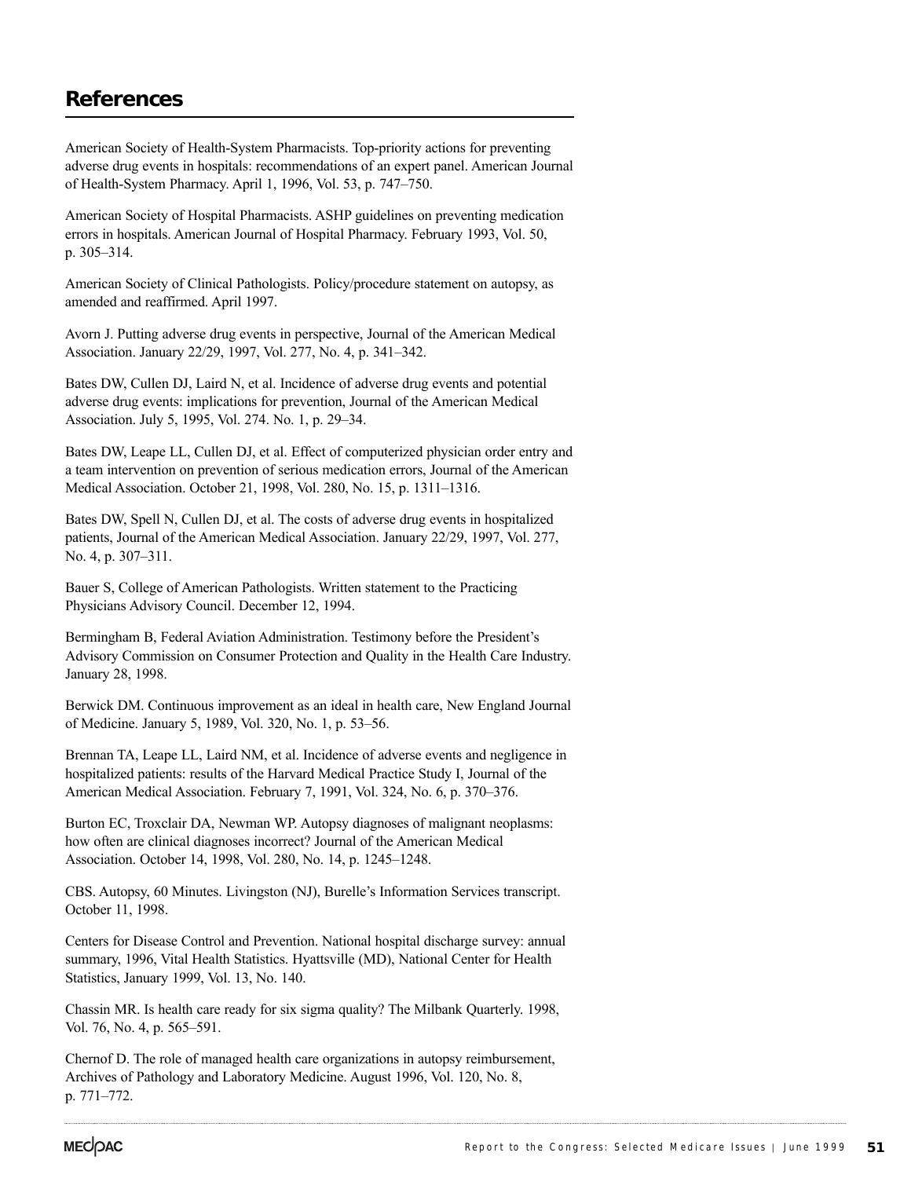## References

American Society of Health-System Pharmacists. Top-priority actions for preventing adverse drug events in hospitals: recommendations of an expert panel. American Journal of Health-System Pharmacy. April 1, 1996, Vol. 53, p. 747–750.

American Society of Hospital Pharmacists. ASHP guidelines on preventing medication errors in hospitals. American Journal of Hospital Pharmacy. February 1993, Vol. 50, p. 305–314.

American Society of Clinical Pathologists. Policy/procedure statement on autopsy, as amended and reaffirmed. April 1997.

Avorn J. Putting adverse drug events in perspective, Journal of the American Medical Association. January 22/29, 1997, Vol. 277, No. 4, p. 341–342.

Bates DW, Cullen DJ, Laird N, et al. Incidence of adverse drug events and potential adverse drug events: implications for prevention, Journal of the American Medical Association. July 5, 1995, Vol. 274. No. 1, p. 29–34.

Bates DW, Leape LL, Cullen DJ, et al. Effect of computerized physician order entry and a team intervention on prevention of serious medication errors, Journal of the American Medical Association. October 21, 1998, Vol. 280, No. 15, p. 1311–1316.

Bates DW, Spell N, Cullen DJ, et al. The costs of adverse drug events in hospitalized patients, Journal of the American Medical Association. January 22/29, 1997, Vol. 277, No. 4, p. 307–311.

Bauer S, College of American Pathologists. Written statement to the Practicing Physicians Advisory Council. December 12, 1994.

Bermingham B, Federal Aviation Administration. Testimony before the President's Advisory Commission on Consumer Protection and Quality in the Health Care Industry. January 28, 1998.

Berwick DM. Continuous improvement as an ideal in health care, New England Journal of Medicine. January 5, 1989, Vol. 320, No. 1, p. 53–56.

Brennan TA, Leape LL, Laird NM, et al. Incidence of adverse events and negligence in hospitalized patients: results of the Harvard Medical Practice Study I, Journal of the American Medical Association. February 7, 1991, Vol. 324, No. 6, p. 370–376.

Burton EC, Troxclair DA, Newman WP. Autopsy diagnoses of malignant neoplasms: how often are clinical diagnoses incorrect? Journal of the American Medical Association. October 14, 1998, Vol. 280, No. 14, p. 1245–1248.

CBS. Autopsy, 60 Minutes. Livingston (NJ), Burelle's Information Services transcript. October 11, 1998.

Centers for Disease Control and Prevention. National hospital discharge survey: annual summary, 1996, Vital Health Statistics. Hyattsville (MD), National Center for Health Statistics, January 1999, Vol. 13, No. 140.

Chassin MR. Is health care ready for six sigma quality? The Milbank Quarterly. 1998, Vol. 76, No. 4, p. 565–591.

Chernof D. The role of managed health care organizations in autopsy reimbursement, Archives of Pathology and Laboratory Medicine. August 1996, Vol. 120, No. 8, p. 771–772.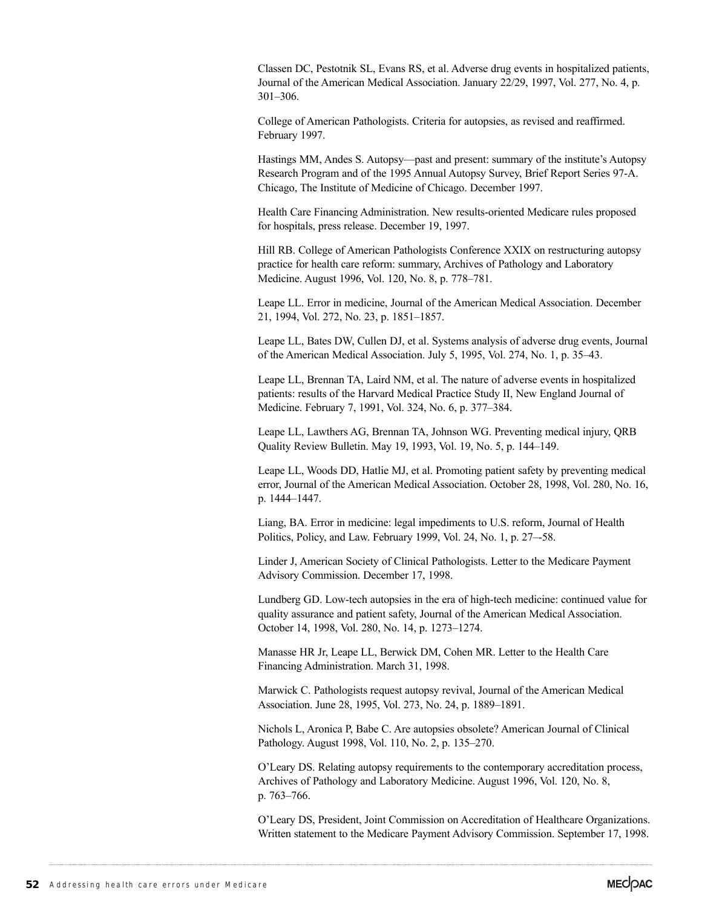Classen DC, Pestotnik SL, Evans RS, et al. Adverse drug events in hospitalized patients, Journal of the American Medical Association. January 22/29, 1997, Vol. 277, No. 4, p. 301–306.

College of American Pathologists. Criteria for autopsies, as revised and reaffirmed. February 1997.

Hastings MM, Andes S. Autopsy—past and present: summary of the institute's Autopsy Research Program and of the 1995 Annual Autopsy Survey, Brief Report Series 97-A. Chicago, The Institute of Medicine of Chicago. December 1997.

Health Care Financing Administration. New results-oriented Medicare rules proposed for hospitals, press release. December 19, 1997.

Hill RB. College of American Pathologists Conference XXIX on restructuring autopsy practice for health care reform: summary, Archives of Pathology and Laboratory Medicine. August 1996, Vol. 120, No. 8, p. 778–781.

Leape LL. Error in medicine, Journal of the American Medical Association. December 21, 1994, Vol. 272, No. 23, p. 1851–1857.

Leape LL, Bates DW, Cullen DJ, et al. Systems analysis of adverse drug events, Journal of the American Medical Association. July 5, 1995, Vol. 274, No. 1, p. 35–43.

Leape LL, Brennan TA, Laird NM, et al. The nature of adverse events in hospitalized patients: results of the Harvard Medical Practice Study II, New England Journal of Medicine. February 7, 1991, Vol. 324, No. 6, p. 377–384.

Leape LL, Lawthers AG, Brennan TA, Johnson WG. Preventing medical injury, QRB Quality Review Bulletin. May 19, 1993, Vol. 19, No. 5, p. 144–149.

Leape LL, Woods DD, Hatlie MJ, et al. Promoting patient safety by preventing medical error, Journal of the American Medical Association. October 28, 1998, Vol. 280, No. 16, p. 1444–1447.

Liang, BA. Error in medicine: legal impediments to U.S. reform, Journal of Health Politics, Policy, and Law. February 1999, Vol. 24, No. 1, p. 27–-58.

Linder J, American Society of Clinical Pathologists. Letter to the Medicare Payment Advisory Commission. December 17, 1998.

Lundberg GD. Low-tech autopsies in the era of high-tech medicine: continued value for quality assurance and patient safety, Journal of the American Medical Association. October 14, 1998, Vol. 280, No. 14, p. 1273–1274.

Manasse HR Jr, Leape LL, Berwick DM, Cohen MR. Letter to the Health Care Financing Administration. March 31, 1998.

Marwick C. Pathologists request autopsy revival, Journal of the American Medical Association. June 28, 1995, Vol. 273, No. 24, p. 1889–1891.

Nichols L, Aronica P, Babe C. Are autopsies obsolete? American Journal of Clinical Pathology. August 1998, Vol. 110, No. 2, p. 135–270.

O'Leary DS. Relating autopsy requirements to the contemporary accreditation process, Archives of Pathology and Laboratory Medicine. August 1996, Vol. 120, No. 8, p. 763–766.

O'Leary DS, President, Joint Commission on Accreditation of Healthcare Organizations. Written statement to the Medicare Payment Advisory Commission. September 17, 1998.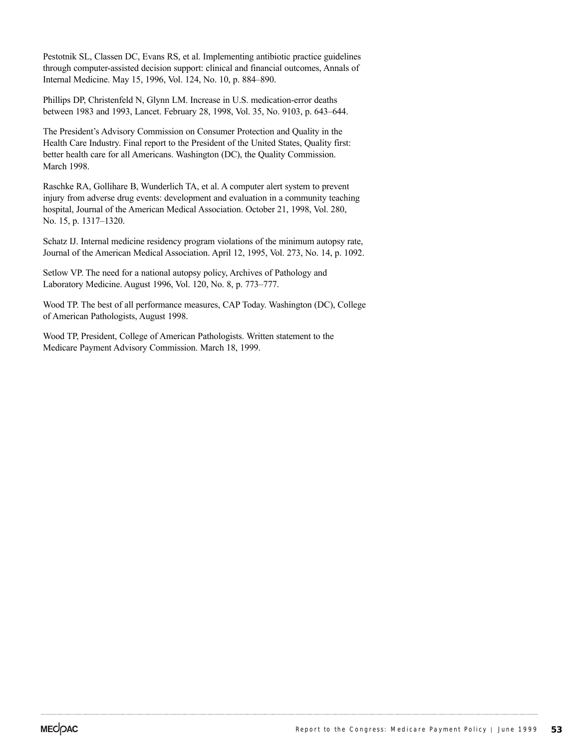Pestotnik SL, Classen DC, Evans RS, et al. Implementing antibiotic practice guidelines through computer-assisted decision support: clinical and financial outcomes, Annals of Internal Medicine. May 15, 1996, Vol. 124, No. 10, p. 884–890.

Phillips DP, Christenfeld N, Glynn LM. Increase in U.S. medication-error deaths between 1983 and 1993, Lancet. February 28, 1998, Vol. 35, No. 9103, p. 643–644.

The President's Advisory Commission on Consumer Protection and Quality in the Health Care Industry. Final report to the President of the United States, Quality first: better health care for all Americans. Washington (DC), the Quality Commission. March 1998.

Raschke RA, Gollihare B, Wunderlich TA, et al. A computer alert system to prevent injury from adverse drug events: development and evaluation in a community teaching hospital, Journal of the American Medical Association. October 21, 1998, Vol. 280, No. 15, p. 1317–1320.

Schatz IJ. Internal medicine residency program violations of the minimum autopsy rate, Journal of the American Medical Association. April 12, 1995, Vol. 273, No. 14, p. 1092.

Setlow VP. The need for a national autopsy policy, Archives of Pathology and Laboratory Medicine. August 1996, Vol. 120, No. 8, p. 773–777.

Wood TP. The best of all performance measures, CAP Today. Washington (DC), College of American Pathologists, August 1998.

Wood TP, President, College of American Pathologists. Written statement to the Medicare Payment Advisory Commission. March 18, 1999.